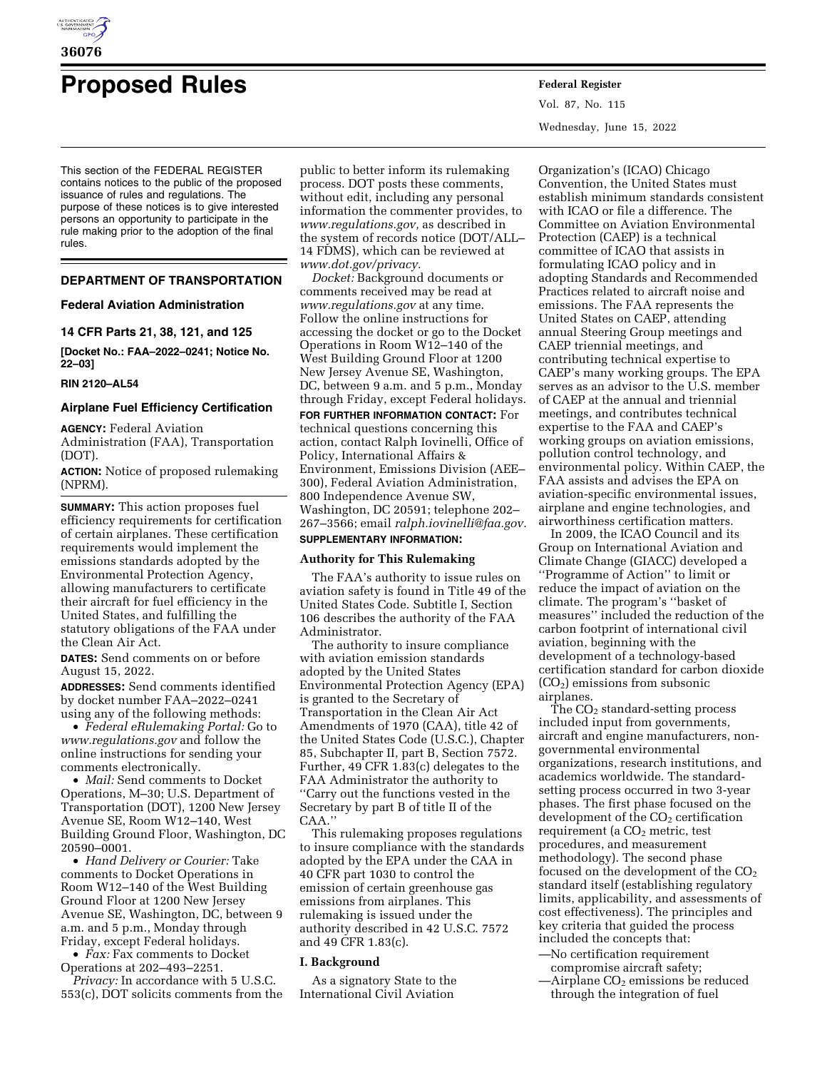# Proposed Rules

This section of the FEDERAL REGISTER contains notices to the public of the proposed issuance of rules and regulations. The purpose of these notices is to give interested persons an opportunity to participate in the rule making prior to the adoption of the final rules.

## DEPARTMENT OF TRANSPORTATION

### Federal Aviation Administration

### 14 CFR Parts 21, 38, 121, and 125

**[Docket No.: FAA–2022–0241; Notice No. 22–03]**

**RIN 2120–AL54**

### Airplane Fuel Efficiency Certification

**AGENCY:** Federal Aviation Administration (FAA), Transportation (DOT).

**ACTION:** Notice of proposed rulemaking (NPRM).

**SUMMARY:** This action proposes fuel efficiency requirements for certification of certain airplanes. These certification requirements would implement the emissions standards adopted by the Environmental Protection Agency, allowing manufacturers to certificate their aircraft for fuel efficiency in the United States, and fulfilling the statutory obligations of the FAA under the Clean Air Act.

**DATES:** Send comments on or before August 15, 2022.

**ADDRESSES:** Send comments identified by docket number FAA–2022–0241 using any of the following methods:

- *Federal eRulemaking Portal:* Go to *www.regulations.gov* and follow the online instructions for sending your comments electronically.
- *Mail:* Send comments to Docket Operations, M–30; U.S. Department of Transportation (DOT), 1200 New Jersey Avenue SE, Room W12–140, West Building Ground Floor, Washington, DC 20590–0001.
- *Hand Delivery or Courier:* Take comments to Docket Operations in Room W12–140 of the West Building Ground Floor at 1200 New Jersey Avenue SE, Washington, DC, between 9 a.m. and 5 p.m., Monday through Friday, except Federal holidays.
- *Fax:* Fax comments to Docket Operations at 202–493–2251.

*Privacy:* In accordance with 5 U.S.C. 553(c), DOT solicits comments from the public to better inform its rulemaking process. DOT posts these comments, without edit, including any personal information the commenter provides, to *www.regulations.gov,* as described in the system of records notice (DOT/ALL–14 FDMS), which can be reviewed at *www.dot.gov/privacy.*

*Docket:* Background documents or comments received may be read at *www.regulations.gov* at any time. Follow the online instructions for accessing the docket or go to the Docket Operations in Room W12–140 of the West Building Ground Floor at 1200 New Jersey Avenue SE, Washington, DC, between 9 a.m. and 5 p.m., Monday through Friday, except Federal holidays.

**FOR FURTHER INFORMATION CONTACT:** For technical questions concerning this action, contact Ralph Iovinelli, Office of Policy, International Affairs & Environment, Emissions Division (AEE–300), Federal Aviation Administration, 800 Independence Avenue SW, Washington, DC 20591; telephone 202–267–3566; email *ralph.iovinelli@faa.gov.*

**SUPPLEMENTARY INFORMATION:**

#### Authority for This Rulemaking

The FAA's authority to issue rules on aviation safety is found in Title 49 of the United States Code. Subtitle I, Section 106 describes the authority of the FAA Administrator.

The authority to insure compliance with aviation emission standards adopted by the United States Environmental Protection Agency (EPA) is granted to the Secretary of Transportation in the Clean Air Act Amendments of 1970 (CAA), title 42 of the United States Code (U.S.C.), Chapter 85, Subchapter II, part B, Section 7572. Further, 49 CFR 1.83(c) delegates to the FAA Administrator the authority to ''Carry out the functions vested in the Secretary by part B of title II of the CAA.''

This rulemaking proposes regulations to insure compliance with the standards adopted by the EPA under the CAA in 40 CFR part 1030 to control the emission of certain greenhouse gas emissions from airplanes. This rulemaking is issued under the authority described in 42 U.S.C. 7572 and 49 CFR 1.83(c).

#### I. Background

As a signatory State to the International Civil Aviation Organization's (ICAO) Chicago Convention, the United States must establish minimum standards consistent with ICAO or file a difference. The Committee on Aviation Environmental Protection (CAEP) is a technical committee of ICAO that assists in formulating ICAO policy and in adopting Standards and Recommended Practices related to aircraft noise and emissions. The FAA represents the United States on CAEP, attending annual Steering Group meetings and CAEP triennial meetings, and contributing technical expertise to CAEP's many working groups. The EPA serves as an advisor to the U.S. member of CAEP at the annual and triennial meetings, and contributes technical expertise to the FAA and CAEP's working groups on aviation emissions, pollution control technology, and environmental policy. Within CAEP, the FAA assists and advises the EPA on aviation-specific environmental issues, airplane and engine technologies, and airworthiness certification matters.

In 2009, the ICAO Council and its Group on International Aviation and Climate Change (GIACC) developed a ''Programme of Action'' to limit or reduce the impact of aviation on the climate. The program's ''basket of measures'' included the reduction of the carbon footprint of international civil aviation, beginning with the development of a technology-based certification standard for carbon dioxide ($CO_2$) emissions from subsonic airplanes.

The $CO_2$ standard-setting process included input from governments, aircraft and engine manufacturers, non-governmental environmental organizations, research institutions, and academics worldwide. The standard-setting process occurred in two 3-year phases. The first phase focused on the development of the $CO_2$ certification requirement (a $CO_2$ metric, test procedures, and measurement methodology). The second phase focused on the development of the $CO_2$ standard itself (establishing regulatory limits, applicability, and assessments of cost effectiveness). The principles and key criteria that guided the process included the concepts that:

—No certification requirement compromise aircraft safety;

—Airplane $CO_2$ emissions be reduced through the integration of fuel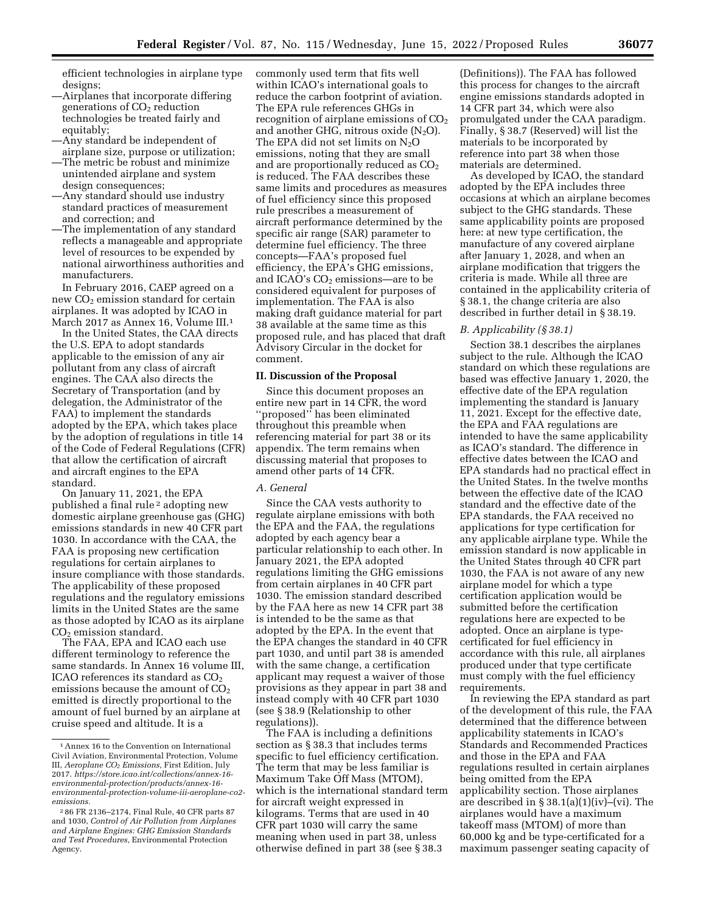efficient technologies in airplane type designs;

—Airplanes that incorporate differing generations of $CO_2$ reduction technologies be treated fairly and equitably;

—Any standard be independent of airplane size, purpose or utilization;

—The metric be robust and minimize unintended airplane and system design consequences;

—Any standard should use industry standard practices of measurement and correction; and

—The implementation of any standard reflects a manageable and appropriate level of resources to be expended by national airworthiness authorities and manufacturers.

In February 2016, CAEP agreed on a new $CO_2$ emission standard for certain airplanes. It was adopted by ICAO in March 2017 as Annex 16, Volume III.[1]

In the United States, the CAA directs the U.S. EPA to adopt standards applicable to the emission of any air pollutant from any class of aircraft engines. The CAA also directs the Secretary of Transportation (and by delegation, the Administrator of the FAA) to implement the standards adopted by the EPA, which takes place by the adoption of regulations in title 14 of the Code of Federal Regulations (CFR) that allow the certification of aircraft and aircraft engines to the EPA standard.

On January 11, 2021, the EPA published a final rule[2] adopting new domestic airplane greenhouse gas (GHG) emissions standards in new 40 CFR part 1030. In accordance with the CAA, the FAA is proposing new certification regulations for certain airplanes to insure compliance with those standards. The applicability of these proposed regulations and the regulatory emissions limits in the United States are the same as those adopted by ICAO as its airplane $CO_2$ emission standard.

The FAA, EPA and ICAO each use different terminology to reference the same standards. In Annex 16 volume III, ICAO references its standard as $CO_2$ emissions because the amount of $CO_2$ emitted is directly proportional to the amount of fuel burned by an airplane at cruise speed and altitude. It is a commonly used term that fits well within ICAO's international goals to reduce the carbon footprint of aviation. The EPA rule references GHGs in recognition of airplane emissions of $CO_2$ and another GHG, nitrous oxide ($N_2O$). The EPA did not set limits on $N_2O$ emissions, noting that they are small and are proportionally reduced as $CO_2$ is reduced. The FAA describes these same limits and procedures as measures of fuel efficiency since this proposed rule prescribes a measurement of aircraft performance determined by the specific air range (SAR) parameter to determine fuel efficiency. The three concepts—FAA's proposed fuel efficiency, the EPA's GHG emissions, and ICAO's $CO_2$ emissions—are to be considered equivalent for purposes of implementation. The FAA is also making draft guidance material for part 38 available at the same time as this proposed rule, and has placed that draft Advisory Circular in the docket for comment.

## II. Discussion of the Proposal

Since this document proposes an entire new part in 14 CFR, the word ''proposed'' has been eliminated throughout this preamble when referencing material for part 38 or its appendix. The term remains when discussing material that proposes to amend other parts of 14 CFR.

### *A. General*

Since the CAA vests authority to regulate airplane emissions with both the EPA and the FAA, the regulations adopted by each agency bear a particular relationship to each other. In January 2021, the EPA adopted regulations limiting the GHG emissions from certain airplanes in 40 CFR part 1030. The emission standard described by the FAA here as new 14 CFR part 38 is intended to be the same as that adopted by the EPA. In the event that the EPA changes the standard in 40 CFR part 1030, and until part 38 is amended with the same change, a certification applicant may request a waiver of those provisions as they appear in part 38 and instead comply with 40 CFR part 1030 (see § 38.9 (Relationship to other regulations)).

The FAA is including a definitions section as § 38.3 that includes terms specific to fuel efficiency certification. The term that may be less familiar is Maximum Take Off Mass (MTOM), which is the international standard term for aircraft weight expressed in kilograms. Terms that are used in 40 CFR part 1030 will carry the same meaning when used in part 38, unless otherwise defined in part 38 (see § 38.3 (Definitions)). The FAA has followed this process for changes to the aircraft engine emissions standards adopted in 14 CFR part 34, which were also promulgated under the CAA paradigm. Finally, § 38.7 (Reserved) will list the materials to be incorporated by reference into part 38 when those materials are determined.

As developed by ICAO, the standard adopted by the EPA includes three occasions at which an airplane becomes subject to the GHG standards. These same applicability points are proposed here: at new type certification, the manufacture of any covered airplane after January 1, 2028, and when an airplane modification that triggers the criteria is made. While all three are contained in the applicability criteria of § 38.1, the change criteria are also described in further detail in § 38.19.

### *B. Applicability (§ 38.1)*

Section 38.1 describes the airplanes subject to the rule. Although the ICAO standard on which these regulations are based was effective January 1, 2020, the effective date of the EPA regulation implementing the standard is January 11, 2021. Except for the effective date, the EPA and FAA regulations are intended to have the same applicability as ICAO's standard. The difference in effective dates between the ICAO and EPA standards had no practical effect in the United States. In the twelve months between the effective date of the ICAO standard and the effective date of the EPA standards, the FAA received no applications for type certification for any applicable airplane type. While the emission standard is now applicable in the United States through 40 CFR part 1030, the FAA is not aware of any new airplane model for which a type certification application would be submitted before the certification regulations here are expected to be adopted. Once an airplane is type-certificated for fuel efficiency in accordance with this rule, all airplanes produced under that type certificate must comply with the fuel efficiency requirements.

In reviewing the EPA standard as part of the development of this rule, the FAA determined that the difference between applicability statements in ICAO's Standards and Recommended Practices and those in the EPA and FAA regulations resulted in certain airplanes being omitted from the EPA applicability section. Those airplanes are described in § 38.1(a)(1)(iv)–(vi). The airplanes would have a maximum takeoff mass (MTOM) of more than 60,000 kg and be type-certificated for a maximum passenger seating capacity of

---

[1] Annex 16 to the Convention on International Civil Aviation, Environmental Protection, Volume III, *Aeroplane $CO_2$ Emissions,* First Edition, July 2017. *https://store.icao.int/collections/annex-16-environmental-protection/products/annex-16-environmental-protection-volume-iii-aeroplane-co2-emissions.*

[2] 86 FR 2136–2174, Final Rule, 40 CFR parts 87 and 1030, *Control of Air Pollution from Airplanes and Airplane Engines: GHG Emission Standards and Test Procedures,* Environmental Protection Agency.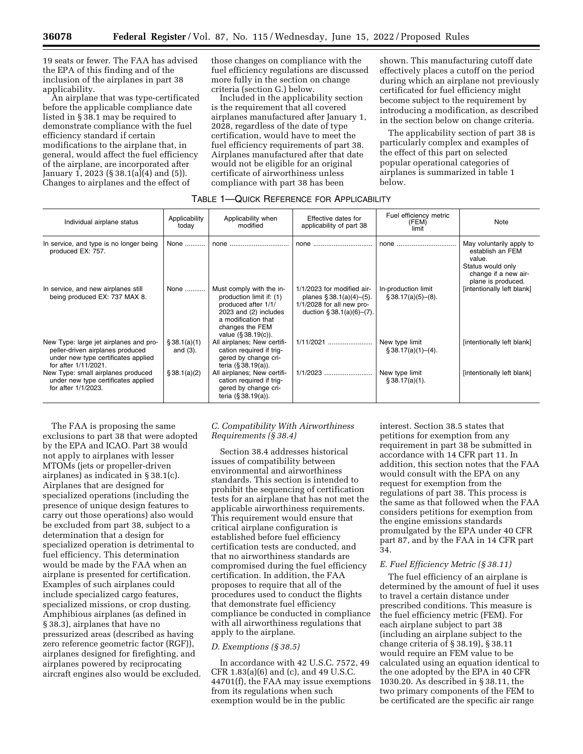19 seats or fewer. The FAA has advised the EPA of this finding and of the inclusion of the airplanes in part 38 applicability.

An airplane that was type-certificated before the applicable compliance date listed in § 38.1 may be required to demonstrate compliance with the fuel efficiency standard if certain modifications to the airplane that, in general, would affect the fuel efficiency of the airplane, are incorporated after January 1, 2023 (§ 38.1(a)(4) and (5)). Changes to airplanes and the effect of those changes on compliance with the fuel efficiency regulations are discussed more fully in the section on change criteria (section G.) below.

Included in the applicability section is the requirement that all covered airplanes manufactured after January 1, 2028, regardless of the date of type certification, would have to meet the fuel efficiency requirements of part 38. Airplanes manufactured after that date would not be eligible for an original certificate of airworthiness unless compliance with part 38 has been shown. This manufacturing cutoff date effectively places a cutoff on the period during which an airplane not previously certificated for fuel efficiency might become subject to the requirement by introducing a modification, as described in the section below on change criteria.

The applicability section of part 38 is particularly complex and examples of the effect of this part on selected popular operational categories of airplanes is summarized in table 1 below.

TABLE 1—QUICK REFERENCE FOR APPLICABILITY

| Individual airplane status | Applicability today | Applicability when modified | Effective dates for applicability of part 38 | Fuel efficiency metric (FEM) limit | Note |
|---|---|---|---|---|---|
| In service, and type is no longer being produced EX: 757. | None | none | none | none | May voluntarily apply to establish an FEM value. Status would only change if a new airplane is produced. |
| In service, and new airplanes still being produced EX: 737 MAX 8. | None | Must comply with the in-production limit if: (1) produced after 1/1/2023 and (2) includes a modification that changes the FEM value (§ 38.19(c)). | 1/1/2023 for modified airplanes § 38.1(a)(4)–(5). 1/1/2028 for all new production § 38.1(a)(6)–(7). | In-production limit § 38.17(a)(5)–(8). | [intentionally left blank] |
| New Type: large jet airplanes and propeller-driven airplanes produced under new type certificates applied for after 1/11/2021. | § 38.1(a)(1) and (3). | All airplanes; New certification required if triggered by change criteria (§ 38.19(a)). | 1/11/2021 | New type limit § 38.17(a)(1)–(4). | [intentionally left blank] |
| New Type: small airplanes produced under new type certificates applied for after 1/1/2023. | § 38.1(a)(2) | All airplanes; New certification required if triggered by change criteria (§ 38.19(a)). | 1/1/2023 | New type limit § 38.17(a)(1). | [intentionally left blank] |

The FAA is proposing the same exclusions to part 38 that were adopted by the EPA and ICAO. Part 38 would not apply to airplanes with lesser MTOMs (jets or propeller-driven airplanes) as indicated in § 38.1(c). Airplanes that are designed for specialized operations (including the presence of unique design features to carry out those operations) also would be excluded from part 38, subject to a determination that a design for specialized operation is detrimental to fuel efficiency. This determination would be made by the FAA when an airplane is presented for certification. Examples of such airplanes could include specialized cargo features, specialized missions, or crop dusting. Amphibious airplanes (as defined in § 38.3), airplanes that have no pressurized areas (described as having zero reference geometric factor (RGF)), airplanes designed for firefighting, and airplanes powered by reciprocating aircraft engines also would be excluded.

### C. Compatibility With Airworthiness Requirements (§ 38.4)

Section 38.4 addresses historical issues of compatibility between environmental and airworthiness standards. This section is intended to prohibit the sequencing of certification tests for an airplane that has not met the applicable airworthiness requirements. This requirement would ensure that critical airplane configuration is established before fuel efficiency certification tests are conducted, and that no airworthiness standards are compromised during the fuel efficiency certification. In addition, the FAA proposes to require that all of the procedures used to conduct the flights that demonstrate fuel efficiency compliance be conducted in compliance with all airworthiness regulations that apply to the airplane.

### D. Exemptions (§ 38.5)

In accordance with 42 U.S.C. 7572, 49 CFR 1.83(a)(6) and (c), and 49 U.S.C. 44701(f), the FAA may issue exemptions from its regulations when such exemption would be in the public interest. Section 38.5 states that petitions for exemption from any requirement in part 38 be submitted in accordance with 14 CFR part 11. In addition, this section notes that the FAA would consult with the EPA on any request for exemption from the regulations of part 38. This process is the same as that followed when the FAA considers petitions for exemption from the engine emissions standards promulgated by the EPA under 40 CFR part 87, and by the FAA in 14 CFR part 34.

### E. Fuel Efficiency Metric (§ 38.11)

The fuel efficiency of an airplane is determined by the amount of fuel it uses to travel a certain distance under prescribed conditions. This measure is the fuel efficiency metric (FEM). For each airplane subject to part 38 (including an airplane subject to the change criteria of § 38.19), § 38.11 would require an FEM value to be calculated using an equation identical to the one adopted by the EPA in 40 CFR 1030.20. As described in § 38.11, the two primary components of the FEM to be certificated are the specific air range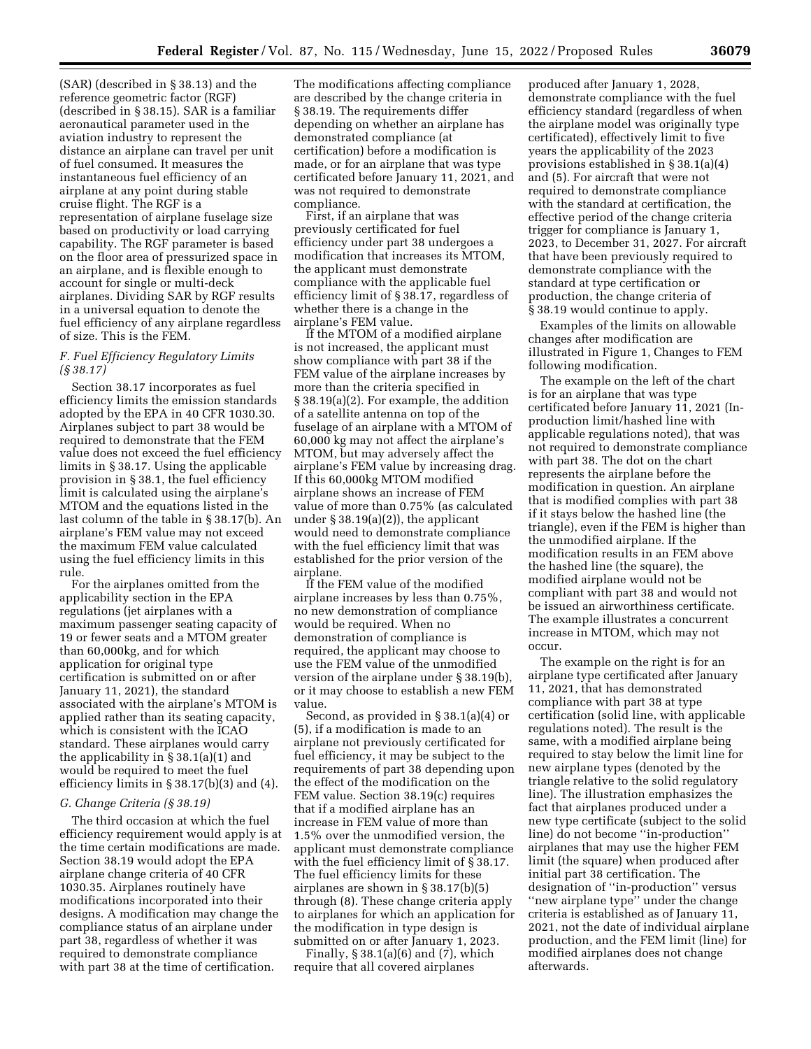(SAR) (described in § 38.13) and the reference geometric factor (RGF) (described in § 38.15). SAR is a familiar aeronautical parameter used in the aviation industry to represent the distance an airplane can travel per unit of fuel consumed. It measures the instantaneous fuel efficiency of an airplane at any point during stable cruise flight. The RGF is a representation of airplane fuselage size based on productivity or load carrying capability. The RGF parameter is based on the floor area of pressurized space in an airplane, and is flexible enough to account for single or multi-deck airplanes. Dividing SAR by RGF results in a universal equation to denote the fuel efficiency of any airplane regardless of size. This is the FEM.

### F. Fuel Efficiency Regulatory Limits (§ 38.17)

Section 38.17 incorporates as fuel efficiency limits the emission standards adopted by the EPA in 40 CFR 1030.30. Airplanes subject to part 38 would be required to demonstrate that the FEM value does not exceed the fuel efficiency limits in § 38.17. Using the applicable provision in § 38.1, the fuel efficiency limit is calculated using the airplane's MTOM and the equations listed in the last column of the table in § 38.17(b). An airplane's FEM value may not exceed the maximum FEM value calculated using the fuel efficiency limits in this rule.

For the airplanes omitted from the applicability section in the EPA regulations (jet airplanes with a maximum passenger seating capacity of 19 or fewer seats and a MTOM greater than 60,000kg, and for which application for original type certification is submitted on or after January 11, 2021), the standard associated with the airplane's MTOM is applied rather than its seating capacity, which is consistent with the ICAO standard. These airplanes would carry the applicability in § 38.1(a)(1) and would be required to meet the fuel efficiency limits in § 38.17(b)(3) and (4).

### G. Change Criteria (§ 38.19)

The third occasion at which the fuel efficiency requirement would apply is at the time certain modifications are made. Section 38.19 would adopt the EPA airplane change criteria of 40 CFR 1030.35. Airplanes routinely have modifications incorporated into their designs. A modification may change the compliance status of an airplane under part 38, regardless of whether it was required to demonstrate compliance with part 38 at the time of certification. The modifications affecting compliance are described by the change criteria in § 38.19. The requirements differ depending on whether an airplane has demonstrated compliance (at certification) before a modification is made, or for an airplane that was type certificated before January 11, 2021, and was not required to demonstrate compliance.

First, if an airplane that was previously certificated for fuel efficiency under part 38 undergoes a modification that increases its MTOM, the applicant must demonstrate compliance with the applicable fuel efficiency limit of § 38.17, regardless of whether there is a change in the airplane's FEM value.

If the MTOM of a modified airplane is not increased, the applicant must show compliance with part 38 if the FEM value of the airplane increases by more than the criteria specified in § 38.19(a)(2). For example, the addition of a satellite antenna on top of the fuselage of an airplane with a MTOM of 60,000 kg may not affect the airplane's MTOM, but may adversely affect the airplane's FEM value by increasing drag. If this 60,000kg MTOM modified airplane shows an increase of FEM value of more than 0.75% (as calculated under § 38.19(a)(2)), the applicant would need to demonstrate compliance with the fuel efficiency limit that was established for the prior version of the airplane.

If the FEM value of the modified airplane increases by less than 0.75%, no new demonstration of compliance would be required. When no demonstration of compliance is required, the applicant may choose to use the FEM value of the unmodified version of the airplane under § 38.19(b), or it may choose to establish a new FEM value.

Second, as provided in § 38.1(a)(4) or (5), if a modification is made to an airplane not previously certificated for fuel efficiency, it may be subject to the requirements of part 38 depending upon the effect of the modification on the FEM value. Section 38.19(c) requires that if a modified airplane has an increase in FEM value of more than 1.5% over the unmodified version, the applicant must demonstrate compliance with the fuel efficiency limit of § 38.17. The fuel efficiency limits for these airplanes are shown in § 38.17(b)(5) through (8). These change criteria apply to airplanes for which an application for the modification in type design is submitted on or after January 1, 2023.

Finally, § 38.1(a)(6) and (7), which require that all covered airplanes produced after January 1, 2028, demonstrate compliance with the fuel efficiency standard (regardless of when the airplane model was originally type certificated), effectively limit to five years the applicability of the 2023 provisions established in § 38.1(a)(4) and (5). For aircraft that were not required to demonstrate compliance with the standard at certification, the effective period of the change criteria trigger for compliance is January 1, 2023, to December 31, 2027. For aircraft that have been previously required to demonstrate compliance with the standard at type certification or production, the change criteria of § 38.19 would continue to apply.

Examples of the limits on allowable changes after modification are illustrated in Figure 1, Changes to FEM following modification.

The example on the left of the chart is for an airplane that was type certificated before January 11, 2021 (In-production limit/hashed line with applicable regulations noted), that was not required to demonstrate compliance with part 38. The dot on the chart represents the airplane before the modification in question. An airplane that is modified complies with part 38 if it stays below the hashed line (the triangle), even if the FEM is higher than the unmodified airplane. If the modification results in an FEM above the hashed line (the square), the modified airplane would not be compliant with part 38 and would not be issued an airworthiness certificate. The example illustrates a concurrent increase in MTOM, which may not occur.

The example on the right is for an airplane type certificated after January 11, 2021, that has demonstrated compliance with part 38 at type certification (solid line, with applicable regulations noted). The result is the same, with a modified airplane being required to stay below the limit line for new airplane types (denoted by the triangle relative to the solid regulatory line). The illustration emphasizes the fact that airplanes produced under a new type certificate (subject to the solid line) do not become "in-production" airplanes that may use the higher FEM limit (the square) when produced after initial part 38 certification. The designation of "in-production" versus "new airplane type" under the change criteria is established as of January 11, 2021, not the date of individual airplane production, and the FEM limit (line) for modified airplanes does not change afterwards.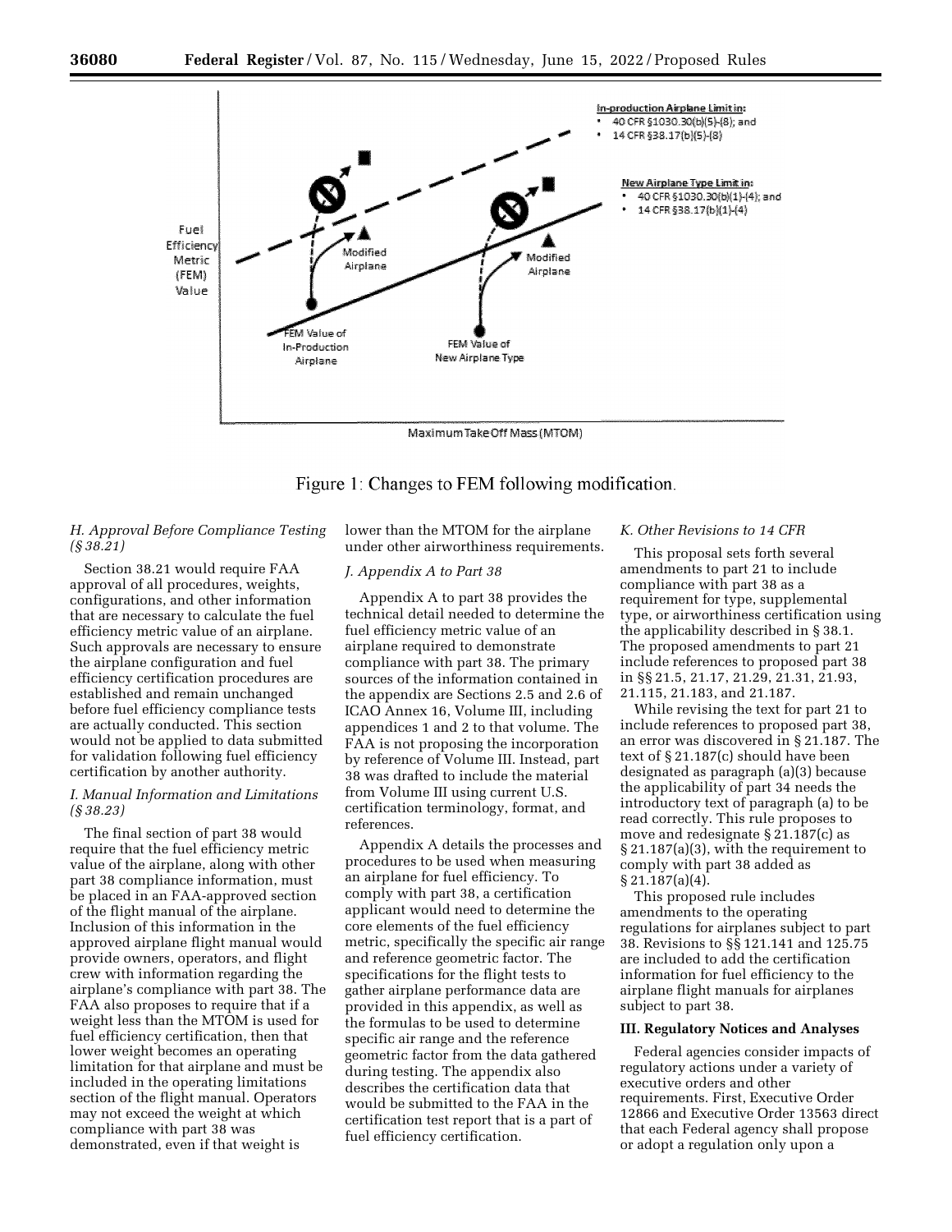Figure 1: Changes to FEM following modification.

### H. Approval Before Compliance Testing (§ 38.21)

Section 38.21 would require FAA approval of all procedures, weights, configurations, and other information that are necessary to calculate the fuel efficiency metric value of an airplane. Such approvals are necessary to ensure the airplane configuration and fuel efficiency certification procedures are established and remain unchanged before fuel efficiency compliance tests are actually conducted. This section would not be applied to data submitted for validation following fuel efficiency certification by another authority.

### I. Manual Information and Limitations (§ 38.23)

The final section of part 38 would require that the fuel efficiency metric value of the airplane, along with other part 38 compliance information, must be placed in an FAA-approved section of the flight manual of the airplane. Inclusion of this information in the approved airplane flight manual would provide owners, operators, and flight crew with information regarding the airplane's compliance with part 38. The FAA also proposes to require that if a weight less than the MTOM is used for fuel efficiency certification, then that lower weight becomes an operating limitation for that airplane and must be included in the operating limitations section of the flight manual. Operators may not exceed the weight at which compliance with part 38 was demonstrated, even if that weight is lower than the MTOM for the airplane under other airworthiness requirements.

### J. Appendix A to Part 38

Appendix A to part 38 provides the technical detail needed to determine the fuel efficiency metric value of an airplane required to demonstrate compliance with part 38. The primary sources of the information contained in the appendix are Sections 2.5 and 2.6 of ICAO Annex 16, Volume III, including appendices 1 and 2 to that volume. The FAA is not proposing the incorporation by reference of Volume III. Instead, part 38 was drafted to include the material from Volume III using current U.S. certification terminology, format, and references.

Appendix A details the processes and procedures to be used when measuring an airplane for fuel efficiency. To comply with part 38, a certification applicant would need to determine the core elements of the fuel efficiency metric, specifically the specific air range and reference geometric factor. The specifications for the flight tests to gather airplane performance data are provided in this appendix, as well as the formulas to be used to determine specific air range and the reference geometric factor from the data gathered during testing. The appendix also describes the certification data that would be submitted to the FAA in the certification test report that is a part of fuel efficiency certification.

### K. Other Revisions to 14 CFR

This proposal sets forth several amendments to part 21 to include compliance with part 38 as a requirement for type, supplemental type, or airworthiness certification using the applicability described in § 38.1. The proposed amendments to part 21 include references to proposed part 38 in §§ 21.5, 21.17, 21.29, 21.31, 21.93, 21.115, 21.183, and 21.187.

While revising the text for part 21 to include references to proposed part 38, an error was discovered in § 21.187. The text of § 21.187(c) should have been designated as paragraph (a)(3) because the applicability of part 34 needs the introductory text of paragraph (a) to be read correctly. This rule proposes to move and redesignate § 21.187(c) as § 21.187(a)(3), with the requirement to comply with part 38 added as § 21.187(a)(4).

This proposed rule includes amendments to the operating regulations for airplanes subject to part 38. Revisions to §§ 121.141 and 125.75 are included to add the certification information for fuel efficiency to the airplane flight manuals for airplanes subject to part 38.

## III. Regulatory Notices and Analyses

Federal agencies consider impacts of regulatory actions under a variety of executive orders and other requirements. First, Executive Order 12866 and Executive Order 13563 direct that each Federal agency shall propose or adopt a regulation only upon a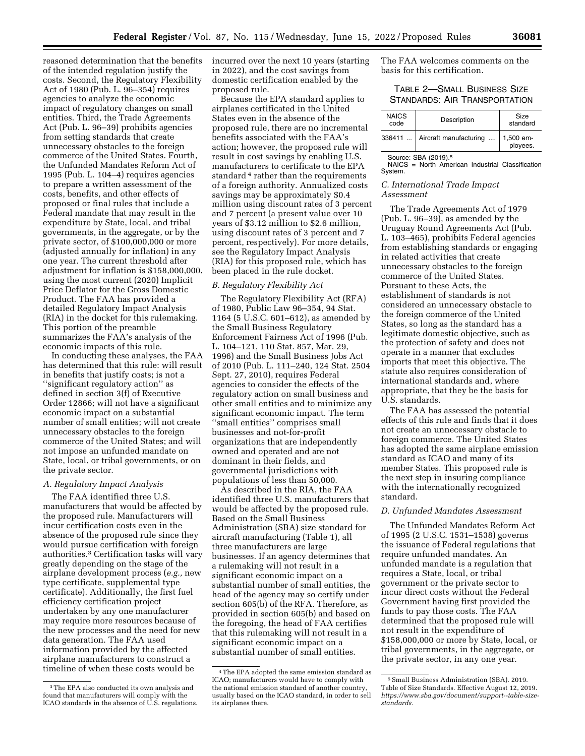reasoned determination that the benefits of the intended regulation justify the costs. Second, the Regulatory Flexibility Act of 1980 (Pub. L. 96–354) requires agencies to analyze the economic impact of regulatory changes on small entities. Third, the Trade Agreements Act (Pub. L. 96–39) prohibits agencies from setting standards that create unnecessary obstacles to the foreign commerce of the United States. Fourth, the Unfunded Mandates Reform Act of 1995 (Pub. L. 104–4) requires agencies to prepare a written assessment of the costs, benefits, and other effects of proposed or final rules that include a Federal mandate that may result in the expenditure by State, local, and tribal governments, in the aggregate, or by the private sector, of $100,000,000 or more (adjusted annually for inflation) in any one year. The current threshold after adjustment for inflation is $158,000,000, using the most current (2020) Implicit Price Deflator for the Gross Domestic Product. The FAA has provided a detailed Regulatory Impact Analysis (RIA) in the docket for this rulemaking. This portion of the preamble summarizes the FAA's analysis of the economic impacts of this rule.

In conducting these analyses, the FAA has determined that this rule: will result in benefits that justify costs; is not a ''significant regulatory action'' as defined in section 3(f) of Executive Order 12866; will not have a significant economic impact on a substantial number of small entities; will not create unnecessary obstacles to the foreign commerce of the United States; and will not impose an unfunded mandate on State, local, or tribal governments, or on the private sector.

### A. Regulatory Impact Analysis

The FAA identified three U.S. manufacturers that would be affected by the proposed rule. Manufacturers will incur certification costs even in the absence of the proposed rule since they would pursue certification with foreign authorities.[3] Certification tasks will vary greatly depending on the stage of the airplane development process (*e.g.,* new type certificate, supplemental type certificate). Additionally, the first fuel efficiency certification project undertaken by any one manufacturer may require more resources because of the new processes and the need for new data generation. The FAA used information provided by the affected airplane manufacturers to construct a timeline of when these costs would be incurred over the next 10 years (starting in 2022), and the cost savings from domestic certification enabled by the proposed rule.

Because the EPA standard applies to airplanes certificated in the United States even in the absence of the proposed rule, there are no incremental benefits associated with the FAA's action; however, the proposed rule will result in cost savings by enabling U.S. manufacturers to certificate to the EPA standard[4] rather than the requirements of a foreign authority. Annualized costs savings may be approximately $0.4 million using discount rates of 3 percent and 7 percent (a present value over 10 years of $3.12 million to $2.6 million, using discount rates of 3 percent and 7 percent, respectively). For more details, see the Regulatory Impact Analysis (RIA) for this proposed rule, which has been placed in the rule docket.

### B. Regulatory Flexibility Act

The Regulatory Flexibility Act (RFA) of 1980, Public Law 96–354, 94 Stat. 1164 (5 U.S.C. 601–612), as amended by the Small Business Regulatory Enforcement Fairness Act of 1996 (Pub. L. 104–121, 110 Stat. 857, Mar. 29, 1996) and the Small Business Jobs Act of 2010 (Pub. L. 111–240, 124 Stat. 2504 Sept. 27, 2010), requires Federal agencies to consider the effects of the regulatory action on small business and other small entities and to minimize any significant economic impact. The term ''small entities'' comprises small businesses and not-for-profit organizations that are independently owned and operated and are not dominant in their fields, and governmental jurisdictions with populations of less than 50,000.

As described in the RIA, the FAA identified three U.S. manufacturers that would be affected by the proposed rule. Based on the Small Business Administration (SBA) size standard for aircraft manufacturing (Table 1), all three manufacturers are large businesses. If an agency determines that a rulemaking will not result in a significant economic impact on a substantial number of small entities, the head of the agency may so certify under section 605(b) of the RFA. Therefore, as provided in section 605(b) and based on the foregoing, the head of FAA certifies that this rulemaking will not result in a significant economic impact on a substantial number of small entities.

The FAA welcomes comments on the basis for this certification.

TABLE 2—SMALL BUSINESS SIZE STANDARDS: AIR TRANSPORTATION

| NAICS code | Description | Size standard |
|---|---|---|
| 336411 ... | Aircraft manufacturing .... | 1,500 employees. |

Source: SBA (2019).[5]
NAICS = North American Industrial Classification System.

### C. International Trade Impact Assessment

The Trade Agreements Act of 1979 (Pub. L. 96–39), as amended by the Uruguay Round Agreements Act (Pub. L. 103–465), prohibits Federal agencies from establishing standards or engaging in related activities that create unnecessary obstacles to the foreign commerce of the United States. Pursuant to these Acts, the establishment of standards is not considered an unnecessary obstacle to the foreign commerce of the United States, so long as the standard has a legitimate domestic objective, such as the protection of safety and does not operate in a manner that excludes imports that meet this objective. The statute also requires consideration of international standards and, where appropriate, that they be the basis for U.S. standards.

The FAA has assessed the potential effects of this rule and finds that it does not create an unnecessary obstacle to foreign commerce. The United States has adopted the same airplane emission standard as ICAO and many of its member States. This proposed rule is the next step in insuring compliance with the internationally recognized standard.

### D. Unfunded Mandates Assessment

The Unfunded Mandates Reform Act of 1995 (2 U.S.C. 1531–1538) governs the issuance of Federal regulations that require unfunded mandates. An unfunded mandate is a regulation that requires a State, local, or tribal government or the private sector to incur direct costs without the Federal Government having first provided the funds to pay those costs. The FAA determined that the proposed rule will not result in the expenditure of $158,000,000 or more by State, local, or tribal governments, in the aggregate, or the private sector, in any one year.

---

[3] The EPA also conducted its own analysis and found that manufacturers will comply with the ICAO standards in the absence of U.S. regulations.

[4] The EPA adopted the same emission standard as ICAO; manufacturers would have to comply with the national emission standard of another country, usually based on the ICAO standard, in order to sell its airplanes there.

[5] Small Business Administration (SBA). 2019. Table of Size Standards. Effective August 12, 2019. *https://www.sba.gov/document/support--table-size-standards.*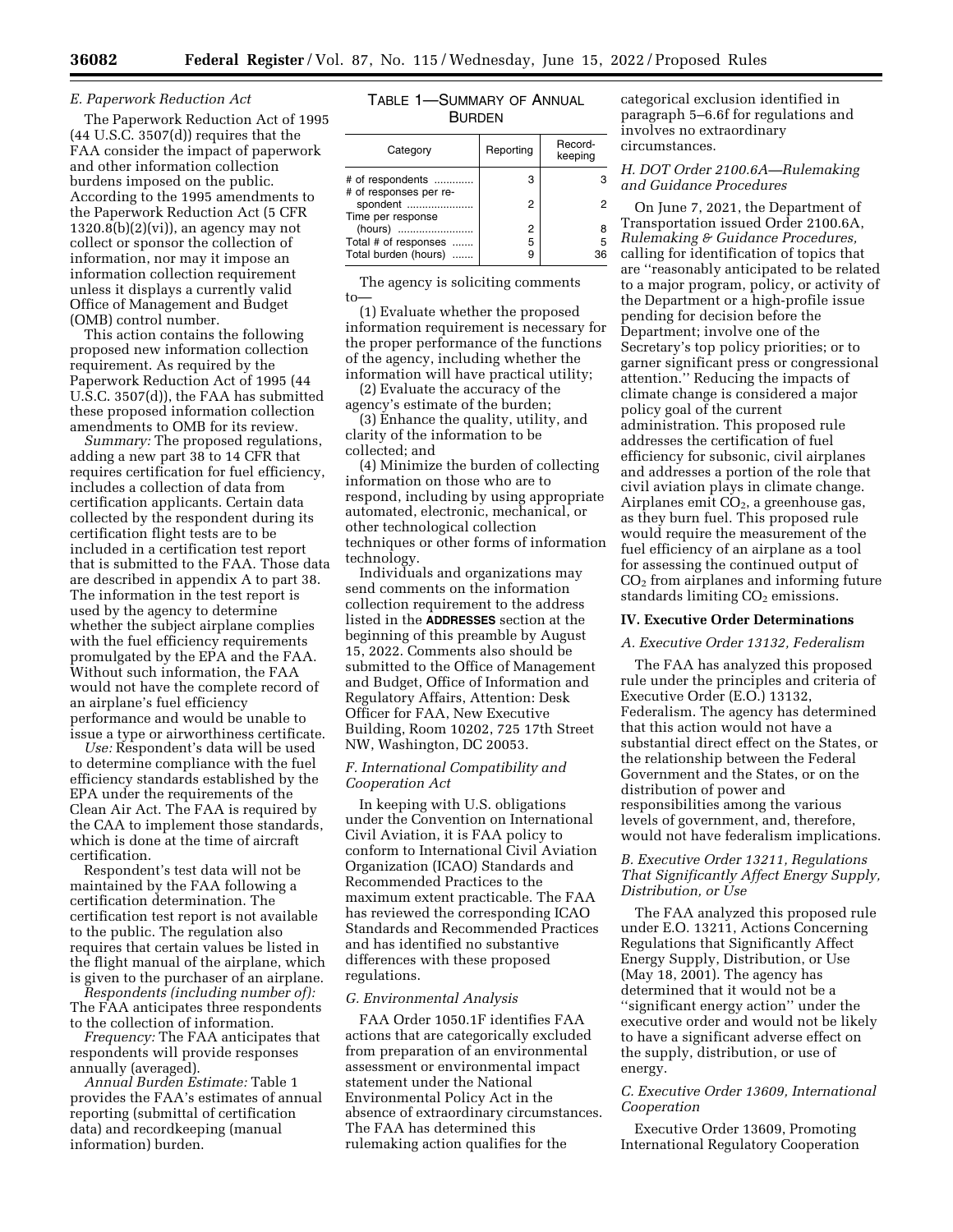### E. Paperwork Reduction Act

The Paperwork Reduction Act of 1995 (44 U.S.C. 3507(d)) requires that the FAA consider the impact of paperwork and other information collection burdens imposed on the public. According to the 1995 amendments to the Paperwork Reduction Act (5 CFR 1320.8(b)(2)(vi)), an agency may not collect or sponsor the collection of information, nor may it impose an information collection requirement unless it displays a currently valid Office of Management and Budget (OMB) control number.

This action contains the following proposed new information collection requirement. As required by the Paperwork Reduction Act of 1995 (44 U.S.C. 3507(d)), the FAA has submitted these proposed information collection amendments to OMB for its review.

*Summary:* The proposed regulations, adding a new part 38 to 14 CFR that requires certification for fuel efficiency, includes a collection of data from certification applicants. Certain data collected by the respondent during its certification flight tests are to be included in a certification test report that is submitted to the FAA. Those data are described in appendix A to part 38. The information in the test report is used by the agency to determine whether the subject airplane complies with the fuel efficiency requirements promulgated by the EPA and the FAA. Without such information, the FAA would not have the complete record of an airplane's fuel efficiency performance and would be unable to issue a type or airworthiness certificate.

*Use:* Respondent's data will be used to determine compliance with the fuel efficiency standards established by the EPA under the requirements of the Clean Air Act. The FAA is required by the CAA to implement those standards, which is done at the time of aircraft certification.

Respondent's test data will not be maintained by the FAA following a certification determination. The certification test report is not available to the public. The regulation also requires that certain values be listed in the flight manual of the airplane, which is given to the purchaser of an airplane.

*Respondents (including number of):* The FAA anticipates three respondents to the collection of information.

*Frequency:* The FAA anticipates that respondents will provide responses annually (averaged).

*Annual Burden Estimate:* Table 1 provides the FAA's estimates of annual reporting (submittal of certification data) and recordkeeping (manual information) burden.

TABLE 1—SUMMARY OF ANNUAL BURDEN

| Category | Reporting | Record-keeping |
|---|---|---|
| # of respondents | 3 | 3 |
| # of responses per respondent | 2 | 2 |
| Time per response (hours) | 2 | 8 |
| Total # of responses | 5 | 5 |
| Total burden (hours) | 9 | 36 |

The agency is soliciting comments to—

(1) Evaluate whether the proposed information requirement is necessary for the proper performance of the functions of the agency, including whether the information will have practical utility;

(2) Evaluate the accuracy of the agency's estimate of the burden;

(3) Enhance the quality, utility, and clarity of the information to be collected; and

(4) Minimize the burden of collecting information on those who are to respond, including by using appropriate automated, electronic, mechanical, or other technological collection techniques or other forms of information technology.

Individuals and organizations may send comments on the information collection requirement to the address listed in the **ADDRESSES** section at the beginning of this preamble by August 15, 2022. Comments also should be submitted to the Office of Management and Budget, Office of Information and Regulatory Affairs, Attention: Desk Officer for FAA, New Executive Building, Room 10202, 725 17th Street NW, Washington, DC 20053.

### F. International Compatibility and Cooperation Act

In keeping with U.S. obligations under the Convention on International Civil Aviation, it is FAA policy to conform to International Civil Aviation Organization (ICAO) Standards and Recommended Practices to the maximum extent practicable. The FAA has reviewed the corresponding ICAO Standards and Recommended Practices and has identified no substantive differences with these proposed regulations.

### G. Environmental Analysis

FAA Order 1050.1F identifies FAA actions that are categorically excluded from preparation of an environmental assessment or environmental impact statement under the National Environmental Policy Act in the absence of extraordinary circumstances. The FAA has determined this rulemaking action qualifies for the categorical exclusion identified in paragraph 5–6.6f for regulations and involves no extraordinary circumstances.

### H. DOT Order 2100.6A—Rulemaking and Guidance Procedures

On June 7, 2021, the Department of Transportation issued Order 2100.6A, *Rulemaking & Guidance Procedures,* calling for identification of topics that are ''reasonably anticipated to be related to a major program, policy, or activity of the Department or a high-profile issue pending for decision before the Department; involve one of the Secretary's top policy priorities; or to garner significant press or congressional attention.'' Reducing the impacts of climate change is considered a major policy goal of the current administration. This proposed rule addresses the certification of fuel efficiency for subsonic, civil airplanes and addresses a portion of the role that civil aviation plays in climate change. Airplanes emit $CO_2$, a greenhouse gas, as they burn fuel. This proposed rule would require the measurement of the fuel efficiency of an airplane as a tool for assessing the continued output of $CO_2$ from airplanes and informing future standards limiting $CO_2$ emissions.

## IV. Executive Order Determinations

### A. Executive Order 13132, Federalism

The FAA has analyzed this proposed rule under the principles and criteria of Executive Order (E.O.) 13132, Federalism. The agency has determined that this action would not have a substantial direct effect on the States, or the relationship between the Federal Government and the States, or on the distribution of power and responsibilities among the various levels of government, and, therefore, would not have federalism implications.

### B. Executive Order 13211, Regulations That Significantly Affect Energy Supply, Distribution, or Use

The FAA analyzed this proposed rule under E.O. 13211, Actions Concerning Regulations that Significantly Affect Energy Supply, Distribution, or Use (May 18, 2001). The agency has determined that it would not be a ''significant energy action'' under the executive order and would not be likely to have a significant adverse effect on the supply, distribution, or use of energy.

### C. Executive Order 13609, International Cooperation

Executive Order 13609, Promoting International Regulatory Cooperation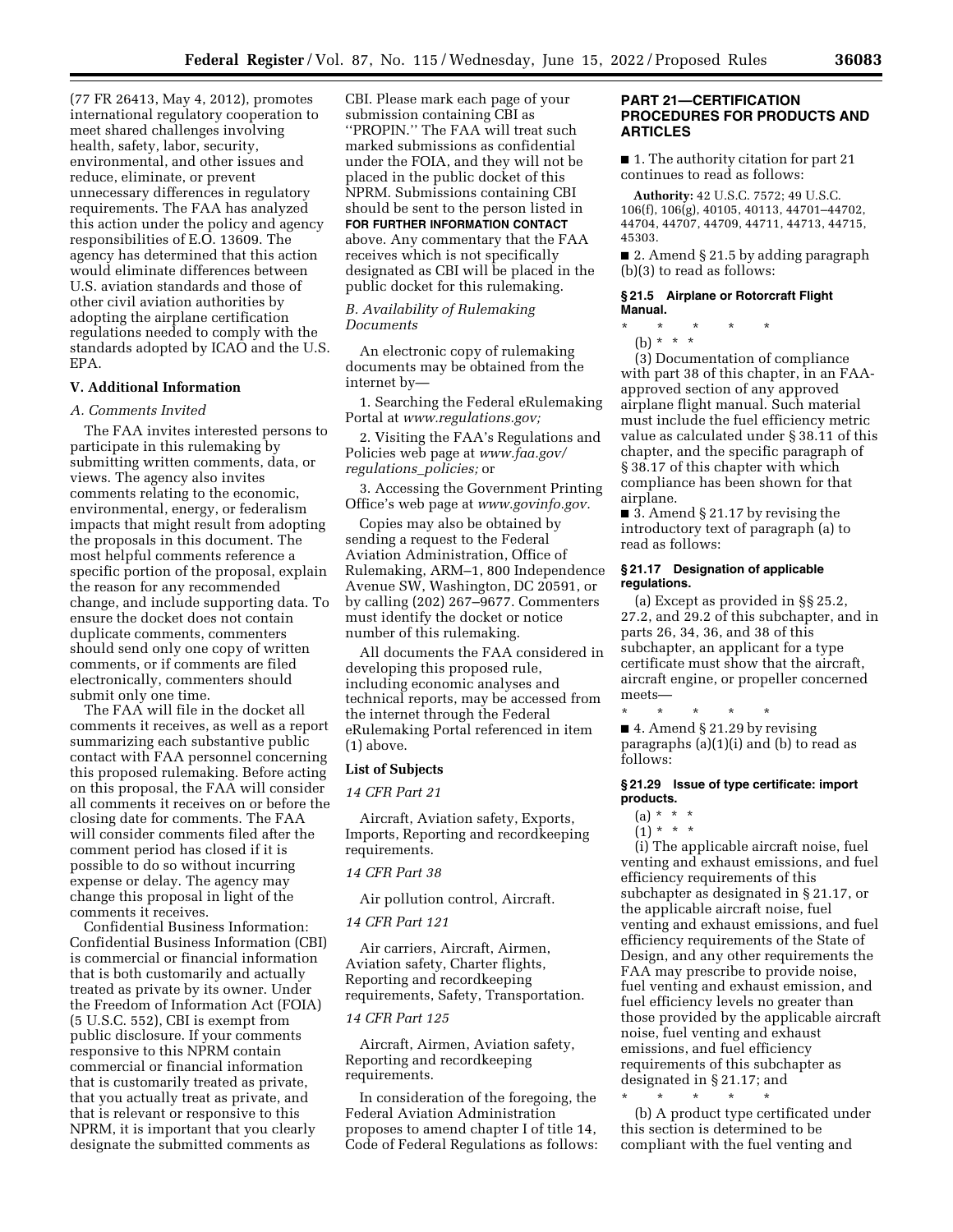(77 FR 26413, May 4, 2012), promotes international regulatory cooperation to meet shared challenges involving health, safety, labor, security, environmental, and other issues and reduce, eliminate, or prevent unnecessary differences in regulatory requirements. The FAA has analyzed this action under the policy and agency responsibilities of E.O. 13609. The agency has determined that this action would eliminate differences between U.S. aviation standards and those of other civil aviation authorities by adopting the airplane certification regulations needed to comply with the standards adopted by ICAO and the U.S. EPA.

## V. Additional Information

### A. Comments Invited

The FAA invites interested persons to participate in this rulemaking by submitting written comments, data, or views. The agency also invites comments relating to the economic, environmental, energy, or federalism impacts that might result from adopting the proposals in this document. The most helpful comments reference a specific portion of the proposal, explain the reason for any recommended change, and include supporting data. To ensure the docket does not contain duplicate comments, commenters should send only one copy of written comments, or if comments are filed electronically, commenters should submit only one time.

The FAA will file in the docket all comments it receives, as well as a report summarizing each substantive public contact with FAA personnel concerning this proposed rulemaking. Before acting on this proposal, the FAA will consider all comments it receives on or before the closing date for comments. The FAA will consider comments filed after the comment period has closed if it is possible to do so without incurring expense or delay. The agency may change this proposal in light of the comments it receives.

Confidential Business Information: Confidential Business Information (CBI) is commercial or financial information that is both customarily and actually treated as private by its owner. Under the Freedom of Information Act (FOIA) (5 U.S.C. 552), CBI is exempt from public disclosure. If your comments responsive to this NPRM contain commercial or financial information that is customarily treated as private, that you actually treat as private, and that is relevant or responsive to this NPRM, it is important that you clearly designate the submitted comments as CBI. Please mark each page of your submission containing CBI as "PROPIN." The FAA will treat such marked submissions as confidential under the FOIA, and they will not be placed in the public docket of this NPRM. Submissions containing CBI should be sent to the person listed in **FOR FURTHER INFORMATION CONTACT** above. Any commentary that the FAA receives which is not specifically designated as CBI will be placed in the public docket for this rulemaking.

### B. Availability of Rulemaking Documents

An electronic copy of rulemaking documents may be obtained from the internet by—

1. Searching the Federal eRulemaking Portal at *www.regulations.gov;*

2. Visiting the FAA's Regulations and Policies web page at *www.faa.gov/regulations_policies;* or

3. Accessing the Government Printing Office's web page at *www.govinfo.gov.*

Copies may also be obtained by sending a request to the Federal Aviation Administration, Office of Rulemaking, ARM–1, 800 Independence Avenue SW, Washington, DC 20591, or by calling (202) 267–9677. Commenters must identify the docket or notice number of this rulemaking.

All documents the FAA considered in developing this proposed rule, including economic analyses and technical reports, may be accessed from the internet through the Federal eRulemaking Portal referenced in item (1) above.

## List of Subjects

*14 CFR Part 21*

Aircraft, Aviation safety, Exports, Imports, Reporting and recordkeeping requirements.

*14 CFR Part 38*

Air pollution control, Aircraft.

*14 CFR Part 121*

Air carriers, Aircraft, Airmen, Aviation safety, Charter flights, Reporting and recordkeeping requirements, Safety, Transportation.

*14 CFR Part 125*

Aircraft, Airmen, Aviation safety, Reporting and recordkeeping requirements.

In consideration of the foregoing, the Federal Aviation Administration proposes to amend chapter I of title 14, Code of Federal Regulations as follows:

## PART 21—CERTIFICATION PROCEDURES FOR PRODUCTS AND ARTICLES

■ 1. The authority citation for part 21 continues to read as follows:

**Authority:** 42 U.S.C. 7572; 49 U.S.C. 106(f), 106(g), 40105, 40113, 44701–44702, 44704, 44707, 44709, 44711, 44713, 44715, 45303.

■ 2. Amend § 21.5 by adding paragraph (b)(3) to read as follows:

**§ 21.5 Airplane or Rotorcraft Flight Manual.**

\* \* \* \* \*

(b) \* \* \*

(3) Documentation of compliance with part 38 of this chapter, in an FAA-approved section of any approved airplane flight manual. Such material must include the fuel efficiency metric value as calculated under § 38.11 of this chapter, and the specific paragraph of § 38.17 of this chapter with which compliance has been shown for that airplane.

■ 3. Amend § 21.17 by revising the introductory text of paragraph (a) to read as follows:

**§ 21.17 Designation of applicable regulations.**

(a) Except as provided in §§ 25.2, 27.2, and 29.2 of this subchapter, and in parts 26, 34, 36, and 38 of this subchapter, an applicant for a type certificate must show that the aircraft, aircraft engine, or propeller concerned meets—

\* \* \* \* \*

■ 4. Amend § 21.29 by revising paragraphs (a)(1)(i) and (b) to read as follows:

**§ 21.29 Issue of type certificate: import products.**

(a) \* \* \*

(1) \* \* \*

(i) The applicable aircraft noise, fuel venting and exhaust emissions, and fuel efficiency requirements of this subchapter as designated in § 21.17, or the applicable aircraft noise, fuel venting and exhaust emissions, and fuel efficiency requirements of the State of Design, and any other requirements the FAA may prescribe to provide noise, fuel venting and exhaust emission, and fuel efficiency levels no greater than those provided by the applicable aircraft noise, fuel venting and exhaust emissions, and fuel efficiency requirements of this subchapter as designated in § 21.17; and

\* \* \* \* \*

(b) A product type certificated under this section is determined to be compliant with the fuel venting and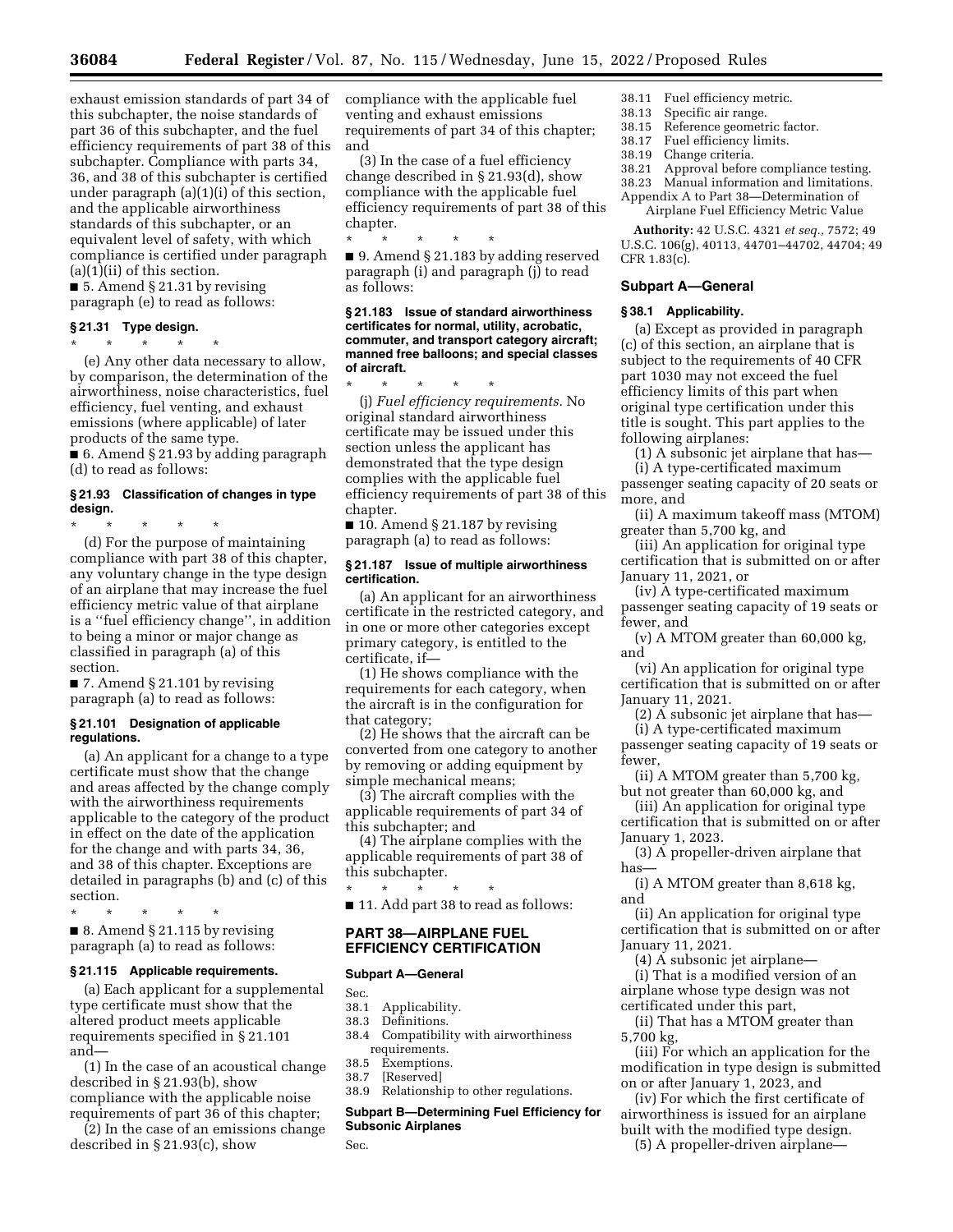exhaust emission standards of part 34 of this subchapter, the noise standards of part 36 of this subchapter, and the fuel efficiency requirements of part 38 of this subchapter. Compliance with parts 34, 36, and 38 of this subchapter is certified under paragraph (a)(1)(i) of this section, and the applicable airworthiness standards of this subchapter, or an equivalent level of safety, with which compliance is certified under paragraph (a)(1)(ii) of this section.

■ 5. Amend § 21.31 by revising paragraph (e) to read as follows:

### § 21.31 Type design.

\* \* \* \* \*

(e) Any other data necessary to allow, by comparison, the determination of the airworthiness, noise characteristics, fuel efficiency, fuel venting, and exhaust emissions (where applicable) of later products of the same type.

■ 6. Amend § 21.93 by adding paragraph (d) to read as follows:

### § 21.93 Classification of changes in type design.

\* \* \* \* \*

(d) For the purpose of maintaining compliance with part 38 of this chapter, any voluntary change in the type design of an airplane that may increase the fuel efficiency metric value of that airplane is a ''fuel efficiency change'', in addition to being a minor or major change as classified in paragraph (a) of this section.

■ 7. Amend § 21.101 by revising paragraph (a) to read as follows:

### § 21.101 Designation of applicable regulations.

(a) An applicant for a change to a type certificate must show that the change and areas affected by the change comply with the airworthiness requirements applicable to the category of the product in effect on the date of the application for the change and with parts 34, 36, and 38 of this chapter. Exceptions are detailed in paragraphs (b) and (c) of this section.

\* \* \* \* \*

■ 8. Amend § 21.115 by revising paragraph (a) to read as follows:

### § 21.115 Applicable requirements.

(a) Each applicant for a supplemental type certificate must show that the altered product meets applicable requirements specified in § 21.101 and—

(1) In the case of an acoustical change described in § 21.93(b), show compliance with the applicable noise requirements of part 36 of this chapter;

(2) In the case of an emissions change described in § 21.93(c), show compliance with the applicable fuel venting and exhaust emissions requirements of part 34 of this chapter; and

(3) In the case of a fuel efficiency change described in § 21.93(d), show compliance with the applicable fuel efficiency requirements of part 38 of this chapter.

\* \* \* \* \*

■ 9. Amend § 21.183 by adding reserved paragraph (i) and paragraph (j) to read as follows:

### § 21.183 Issue of standard airworthiness certificates for normal, utility, acrobatic, commuter, and transport category aircraft; manned free balloons; and special classes of aircraft.

\* \* \* \* \*

(j) *Fuel efficiency requirements.* No original standard airworthiness certificate may be issued under this section unless the applicant has demonstrated that the type design complies with the applicable fuel efficiency requirements of part 38 of this chapter.

■ 10. Amend § 21.187 by revising paragraph (a) to read as follows:

### § 21.187 Issue of multiple airworthiness certification.

(a) An applicant for an airworthiness certificate in the restricted category, and in one or more other categories except primary category, is entitled to the certificate, if—

(1) He shows compliance with the requirements for each category, when the aircraft is in the configuration for that category;

(2) He shows that the aircraft can be converted from one category to another by removing or adding equipment by simple mechanical means;

(3) The aircraft complies with the applicable requirements of part 34 of this subchapter; and

(4) The airplane complies with the applicable requirements of part 38 of this subchapter.

\* \* \* \* \*

■ 11. Add part 38 to read as follows:

## PART 38—AIRPLANE FUEL EFFICIENCY CERTIFICATION

### Subpart A—General

Sec.
38.1 Applicability.
38.3 Definitions.
38.4 Compatibility with airworthiness requirements.
38.5 Exemptions.
38.7 [Reserved]
38.9 Relationship to other regulations.

### Subpart B—Determining Fuel Efficiency for Subsonic Airplanes

Sec.
38.11 Fuel efficiency metric.
38.13 Specific air range.
38.15 Reference geometric factor.
38.17 Fuel efficiency limits.
38.19 Change criteria.
38.21 Approval before compliance testing.
38.23 Manual information and limitations.
Appendix A to Part 38—Determination of Airplane Fuel Efficiency Metric Value

**Authority:** 42 U.S.C. 4321 *et seq.,* 7572; 49 U.S.C. 106(g), 40113, 44701–44702, 44704; 49 CFR 1.83(c).

### Subpart A—General

### § 38.1 Applicability.

(a) Except as provided in paragraph (c) of this section, an airplane that is subject to the requirements of 40 CFR part 1030 may not exceed the fuel efficiency limits of this part when original type certification under this title is sought. This part applies to the following airplanes:

(1) A subsonic jet airplane that has—

(i) A type-certificated maximum passenger seating capacity of 20 seats or more, and

(ii) A maximum takeoff mass (MTOM) greater than 5,700 kg, and

(iii) An application for original type certification that is submitted on or after January 11, 2021, or

(iv) A type-certificated maximum passenger seating capacity of 19 seats or fewer, and

(v) A MTOM greater than 60,000 kg, and

(vi) An application for original type certification that is submitted on or after January 11, 2021.

(2) A subsonic jet airplane that has—

(i) A type-certificated maximum passenger seating capacity of 19 seats or fewer,

(ii) A MTOM greater than 5,700 kg, but not greater than 60,000 kg, and

(iii) An application for original type certification that is submitted on or after January 1, 2023.

(3) A propeller-driven airplane that has—

(i) A MTOM greater than 8,618 kg, and

(ii) An application for original type certification that is submitted on or after January 11, 2021.

(4) A subsonic jet airplane—

(i) That is a modified version of an airplane whose type design was not certificated under this part,

(ii) That has a MTOM greater than 5,700 kg,

(iii) For which an application for the modification in type design is submitted on or after January 1, 2023, and

(iv) For which the first certificate of airworthiness is issued for an airplane built with the modified type design.

(5) A propeller-driven airplane—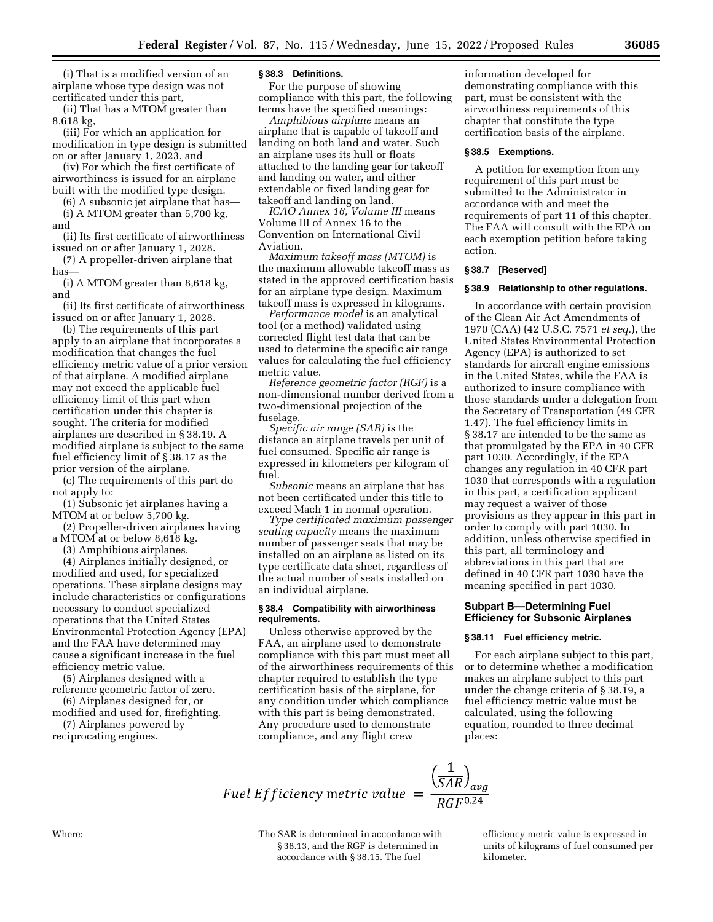(i) That is a modified version of an airplane whose type design was not certificated under this part,

(ii) That has a MTOM greater than 8,618 kg,

(iii) For which an application for modification in type design is submitted on or after January 1, 2023, and

(iv) For which the first certificate of airworthiness is issued for an airplane built with the modified type design.

(6) A subsonic jet airplane that has—

(i) A MTOM greater than 5,700 kg, and

(ii) Its first certificate of airworthiness issued on or after January 1, 2028.

(7) A propeller-driven airplane that has—

(i) A MTOM greater than 8,618 kg, and

(ii) Its first certificate of airworthiness issued on or after January 1, 2028.

(b) The requirements of this part apply to an airplane that incorporates a modification that changes the fuel efficiency metric value of a prior version of that airplane. A modified airplane may not exceed the applicable fuel efficiency limit of this part when certification under this chapter is sought. The criteria for modified airplanes are described in § 38.19. A modified airplane is subject to the same fuel efficiency limit of § 38.17 as the prior version of the airplane.

(c) The requirements of this part do not apply to:

(1) Subsonic jet airplanes having a MTOM at or below 5,700 kg.

(2) Propeller-driven airplanes having a MTOM at or below 8,618 kg.

(3) Amphibious airplanes.

(4) Airplanes initially designed, or modified and used, for specialized operations. These airplane designs may include characteristics or configurations necessary to conduct specialized operations that the United States Environmental Protection Agency (EPA) and the FAA have determined may cause a significant increase in the fuel efficiency metric value.

(5) Airplanes designed with a reference geometric factor of zero.

(6) Airplanes designed for, or modified and used for, firefighting.

(7) Airplanes powered by reciprocating engines.

#### § 38.3 Definitions.

For the purpose of showing compliance with this part, the following terms have the specified meanings:

*Amphibious airplane* means an airplane that is capable of takeoff and landing on both land and water. Such an airplane uses its hull or floats attached to the landing gear for takeoff and landing on water, and either extendable or fixed landing gear for takeoff and landing on land.

*ICAO Annex 16, Volume III* means Volume III of Annex 16 to the Convention on International Civil Aviation.

*Maximum takeoff mass (MTOM)* is the maximum allowable takeoff mass as stated in the approved certification basis for an airplane type design. Maximum takeoff mass is expressed in kilograms.

*Performance model* is an analytical tool (or a method) validated using corrected flight test data that can be used to determine the specific air range values for calculating the fuel efficiency metric value.

*Reference geometric factor (RGF)* is a non-dimensional number derived from a two-dimensional projection of the fuselage.

*Specific air range (SAR)* is the distance an airplane travels per unit of fuel consumed. Specific air range is expressed in kilometers per kilogram of fuel.

*Subsonic* means an airplane that has not been certificated under this title to exceed Mach 1 in normal operation.

*Type certificated maximum passenger seating capacity* means the maximum number of passenger seats that may be installed on an airplane as listed on its type certificate data sheet, regardless of the actual number of seats installed on an individual airplane.

#### § 38.4 Compatibility with airworthiness requirements.

Unless otherwise approved by the FAA, an airplane used to demonstrate compliance with this part must meet all of the airworthiness requirements of this chapter required to establish the type certification basis of the airplane, for any condition under which compliance with this part is being demonstrated. Any procedure used to demonstrate compliance, and any flight crew information developed for demonstrating compliance with this part, must be consistent with the airworthiness requirements of this chapter that constitute the type certification basis of the airplane.

#### § 38.5 Exemptions.

A petition for exemption from any requirement of this part must be submitted to the Administrator in accordance with and meet the requirements of part 11 of this chapter. The FAA will consult with the EPA on each exemption petition before taking action.

#### § 38.7 [Reserved]

#### § 38.9 Relationship to other regulations.

In accordance with certain provision of the Clean Air Act Amendments of 1970 (CAA) (42 U.S.C. 7571 *et seq.*), the United States Environmental Protection Agency (EPA) is authorized to set standards for aircraft engine emissions in the United States, while the FAA is authorized to insure compliance with those standards under a delegation from the Secretary of Transportation (49 CFR 1.47). The fuel efficiency limits in § 38.17 are intended to be the same as that promulgated by the EPA in 40 CFR part 1030. Accordingly, if the EPA changes any regulation in 40 CFR part 1030 that corresponds with a regulation in this part, a certification applicant may request a waiver of those provisions as they appear in this part in order to comply with part 1030. In addition, unless otherwise specified in this part, all terminology and abbreviations in this part that are defined in 40 CFR part 1030 have the meaning specified in part 1030.

### Subpart B—Determining Fuel Efficiency for Subsonic Airplanes

#### § 38.11 Fuel efficiency metric.

For each airplane subject to this part, or to determine whether a modification makes an airplane subject to this part under the change criteria of § 38.19, a fuel efficiency metric value must be calculated, using the following equation, rounded to three decimal places:

$$Fuel\ Efficiency\ \text{metric}\ value = \frac{\left(\frac{1}{SAR}\right)_{avg}}{RGF^{0.24}}$$

Where:

The SAR is determined in accordance with § 38.13, and the RGF is determined in accordance with § 38.15. The fuel efficiency metric value is expressed in units of kilograms of fuel consumed per kilometer.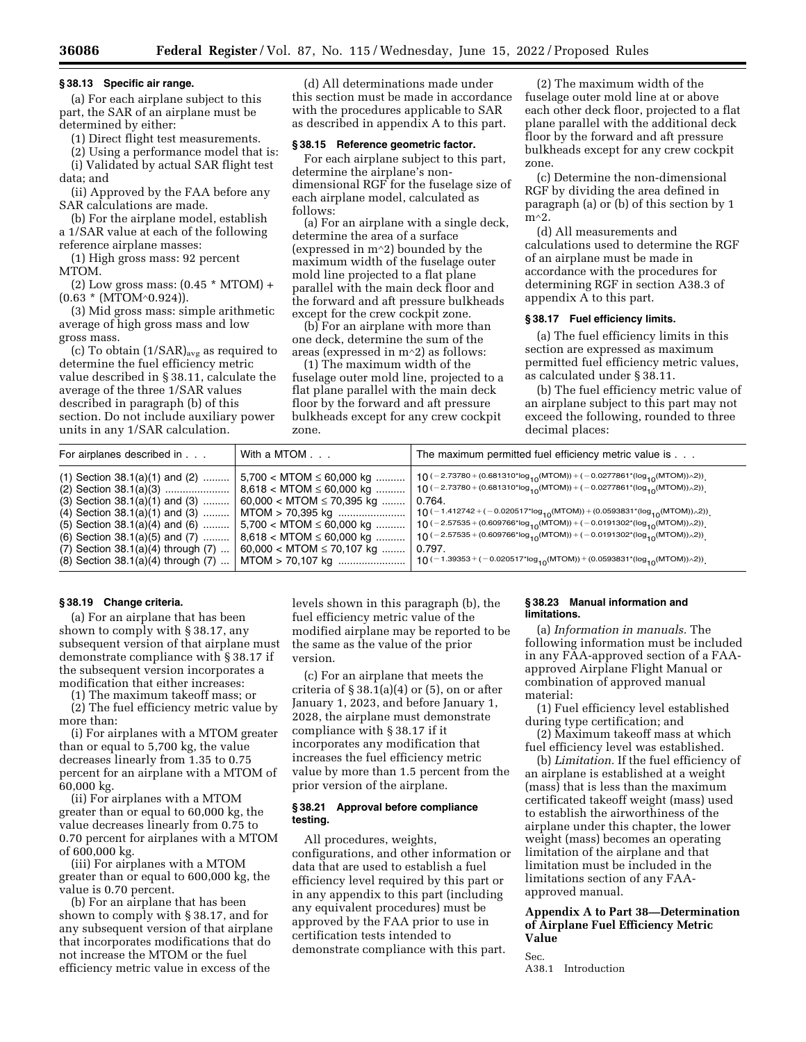### § 38.13 Specific air range.

(a) For each airplane subject to this part, the SAR of an airplane must be determined by either:

(1) Direct flight test measurements.

(2) Using a performance model that is:

(i) Validated by actual SAR flight test data; and

(ii) Approved by the FAA before any SAR calculations are made.

(b) For the airplane model, establish a 1/SAR value at each of the following reference airplane masses:

(1) High gross mass: 92 percent MTOM.

(2) Low gross mass: (0.45 * MTOM) + (0.63 * (MTOM^0.924)).

(3) Mid gross mass: simple arithmetic average of high gross mass and low gross mass.

(c) To obtain $(1/SAR)_{avg}$ as required to determine the fuel efficiency metric value described in § 38.11, calculate the average of the three 1/SAR values described in paragraph (b) of this section. Do not include auxiliary power units in any 1/SAR calculation.

(d) All determinations made under this section must be made in accordance with the procedures applicable to SAR as described in appendix A to this part.

### § 38.15 Reference geometric factor.

For each airplane subject to this part, determine the airplane's non-dimensional RGF for the fuselage size of each airplane model, calculated as follows:

(a) For an airplane with a single deck, determine the area of a surface (expressed in m^2) bounded by the maximum width of the fuselage outer mold line projected to a flat plane parallel with the main deck floor and the forward and aft pressure bulkheads except for the crew cockpit zone.

(b) For an airplane with more than one deck, determine the sum of the areas (expressed in m^2) as follows:

(1) The maximum width of the fuselage outer mold line, projected to a flat plane parallel with the main deck floor by the forward and aft pressure bulkheads except for any crew cockpit zone.

(2) The maximum width of the fuselage outer mold line at or above each other deck floor, projected to a flat plane parallel with the additional deck floor by the forward and aft pressure bulkheads except for any crew cockpit zone.

(c) Determine the non-dimensional RGF by dividing the area defined in paragraph (a) or (b) of this section by 1 m^2.

(d) All measurements and calculations used to determine the RGF of an airplane must be made in accordance with the procedures for determining RGF in section A38.3 of appendix A to this part.

### § 38.17 Fuel efficiency limits.

(a) The fuel efficiency limits in this section are expressed as maximum permitted fuel efficiency metric values, as calculated under § 38.11.

(b) The fuel efficiency metric value of an airplane subject to this part may not exceed the following, rounded to three decimal places:

| For airplanes described in . . . | With a MTOM . . . | The maximum permitted fuel efficiency metric value is . . . |
|---|---|---|
| (1) Section 38.1(a)(1) and (2) | 5,700 < MTOM ≤ 60,000 kg | $10^{(-2.73780+(0.681310*\log_{10}(MTOM))+(-0.0277861*(\log_{10}(MTOM))^{2}))}$. |
| (2) Section 38.1(a)(3) | 8,618 < MTOM ≤ 60,000 kg | $10^{(-2.73780+(0.681310*\log_{10}(MTOM))+(-0.0277861*(\log_{10}(MTOM))^{2}))}$. |
| (3) Section 38.1(a)(1) and (3) | 60,000 < MTOM ≤ 70,395 kg | 0.764. |
| (4) Section 38.1(a)(1) and (3) | MTOM > 70,395 kg | $10^{(-1.412742+(-0.020517*\log_{10}(MTOM))+(0.0593831*(\log_{10}(MTOM))^{2}))}$. |
| (5) Section 38.1(a)(4) and (6) | 5,700 < MTOM ≤ 60,000 kg | $10^{(-2.57535+(0.609766*\log_{10}(MTOM))+(-0.0191302*(\log_{10}(MTOM))^{2}))}$. |
| (6) Section 38.1(a)(5) and (7) | 8,618 < MTOM ≤ 60,000 kg | $10^{(-2.57535+(0.609766*\log_{10}(MTOM))+(-0.0191302*(\log_{10}(MTOM))^{2}))}$. |
| (7) Section 38.1(a)(4) through (7) | 60,000 < MTOM ≤ 70,107 kg | 0.797. |
| (8) Section 38.1(a)(4) through (7) | MTOM > 70,107 kg | $10^{(-1.39353+(-0.020517*\log_{10}(MTOM))+(0.0593831*(\log_{10}(MTOM))^{2}))}$. |

### § 38.19 Change criteria.

(a) For an airplane that has been shown to comply with § 38.17, any subsequent version of that airplane must demonstrate compliance with § 38.17 if the subsequent version incorporates a modification that either increases:

(1) The maximum takeoff mass; or

(2) The fuel efficiency metric value by more than:

(i) For airplanes with a MTOM greater than or equal to 5,700 kg, the value decreases linearly from 1.35 to 0.75 percent for an airplane with a MTOM of 60,000 kg.

(ii) For airplanes with a MTOM greater than or equal to 60,000 kg, the value decreases linearly from 0.75 to 0.70 percent for airplanes with a MTOM of 600,000 kg.

(iii) For airplanes with a MTOM greater than or equal to 600,000 kg, the value is 0.70 percent.

(b) For an airplane that has been shown to comply with § 38.17, and for any subsequent version of that airplane that incorporates modifications that do not increase the MTOM or the fuel efficiency metric value in excess of the levels shown in this paragraph (b), the fuel efficiency metric value of the modified airplane may be reported to be the same as the value of the prior version.

(c) For an airplane that meets the criteria of § 38.1(a)(4) or (5), on or after January 1, 2023, and before January 1, 2028, the airplane must demonstrate compliance with § 38.17 if it incorporates any modification that increases the fuel efficiency metric value by more than 1.5 percent from the prior version of the airplane.

### § 38.21 Approval before compliance testing.

All procedures, weights, configurations, and other information or data that are used to establish a fuel efficiency level required by this part or in any appendix to this part (including any equivalent procedures) must be approved by the FAA prior to use in certification tests intended to demonstrate compliance with this part.

### § 38.23 Manual information and limitations.

(a) *Information in manuals.* The following information must be included in any FAA-approved section of a FAA-approved Airplane Flight Manual or combination of approved manual material:

(1) Fuel efficiency level established during type certification; and

(2) Maximum takeoff mass at which fuel efficiency level was established.

(b) *Limitation.* If the fuel efficiency of an airplane is established at a weight (mass) that is less than the maximum certificated takeoff weight (mass) used to establish the airworthiness of the airplane under this chapter, the lower weight (mass) becomes an operating limitation of the airplane and that limitation must be included in the limitations section of any FAA-approved manual.

## Appendix A to Part 38—Determination of Airplane Fuel Efficiency Metric Value

Sec.

A38.1 Introduction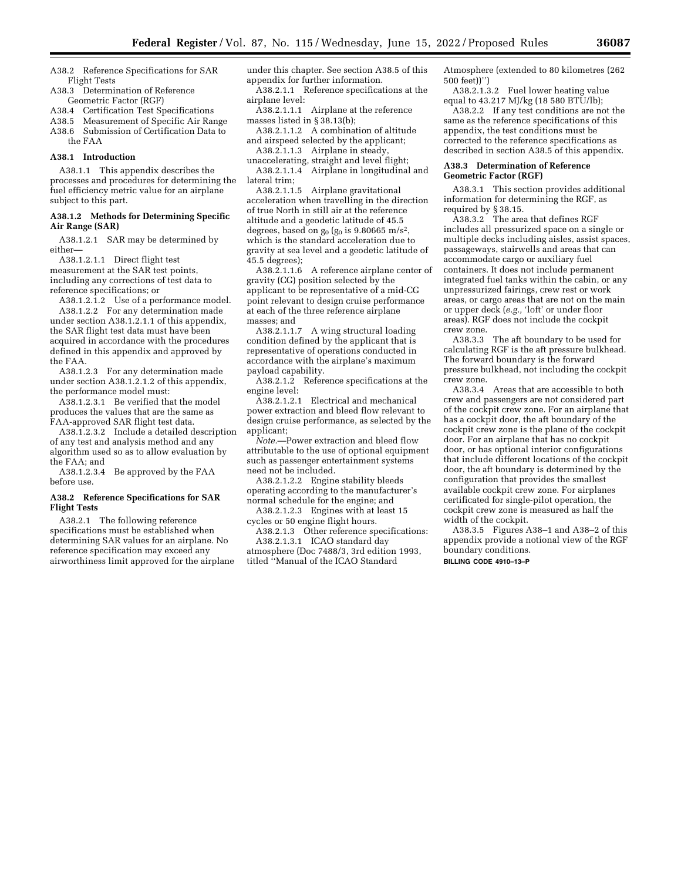A38.2 Reference Specifications for SAR Flight Tests

A38.3 Determination of Reference Geometric Factor (RGF)

A38.4 Certification Test Specifications

A38.5 Measurement of Specific Air Range

A38.6 Submission of Certification Data to the FAA

**A38.1 Introduction**

A38.1.1 This appendix describes the processes and procedures for determining the fuel efficiency metric value for an airplane subject to this part.

**A38.1.2 Methods for Determining Specific Air Range (SAR)**

A38.1.2.1 SAR may be determined by either—

A38.1.2.1.1 Direct flight test measurement at the SAR test points, including any corrections of test data to reference specifications; or

A38.1.2.1.2 Use of a performance model.

A38.1.2.2 For any determination made under section A38.1.2.1.1 of this appendix, the SAR flight test data must have been acquired in accordance with the procedures defined in this appendix and approved by the FAA.

A38.1.2.3 For any determination made under section A38.1.2.1.2 of this appendix, the performance model must:

A38.1.2.3.1 Be verified that the model produces the values that are the same as FAA-approved SAR flight test data.

A38.1.2.3.2 Include a detailed description of any test and analysis method and any algorithm used so as to allow evaluation by the FAA; and

A38.1.2.3.4 Be approved by the FAA before use.

**A38.2 Reference Specifications for SAR Flight Tests**

A38.2.1 The following reference specifications must be established when determining SAR values for an airplane. No reference specification may exceed any airworthiness limit approved for the airplane under this chapter. See section A38.5 of this appendix for further information.

A38.2.1.1 Reference specifications at the airplane level:

A38.2.1.1.1 Airplane at the reference masses listed in § 38.13(b);

A38.2.1.1.2 A combination of altitude and airspeed selected by the applicant;

A38.2.1.1.3 Airplane in steady, unaccelerating, straight and level flight;

A38.2.1.1.4 Airplane in longitudinal and lateral trim;

A38.2.1.1.5 Airplane gravitational acceleration when travelling in the direction of true North in still air at the reference altitude and a geodetic latitude of 45.5 degrees, based on $g_0$ ($g_0$ is 9.80665 m/s$^2$, which is the standard acceleration due to gravity at sea level and a geodetic latitude of 45.5 degrees);

A38.2.1.1.6 A reference airplane center of gravity (CG) position selected by the applicant to be representative of a mid-CG point relevant to design cruise performance at each of the three reference airplane masses; and

A38.2.1.1.7 A wing structural loading condition defined by the applicant that is representative of operations conducted in accordance with the airplane's maximum payload capability.

A38.2.1.2 Reference specifications at the engine level:

A38.2.1.2.1 Electrical and mechanical power extraction and bleed flow relevant to design cruise performance, as selected by the applicant;

*Note.*—Power extraction and bleed flow attributable to the use of optional equipment such as passenger entertainment systems need not be included.

A38.2.1.2.2 Engine stability bleeds operating according to the manufacturer's normal schedule for the engine; and

A38.2.1.2.3 Engines with at least 15 cycles or 50 engine flight hours.

A38.2.1.3 Other reference specifications:

A38.2.1.3.1 ICAO standard day atmosphere (Doc 7488/3, 3rd edition 1993, titled ''Manual of the ICAO Standard Atmosphere (extended to 80 kilometres (262 500 feet))'')

A38.2.1.3.2 Fuel lower heating value equal to 43.217 MJ/kg (18 580 BTU/lb);

A38.2.2 If any test conditions are not the same as the reference specifications of this appendix, the test conditions must be corrected to the reference specifications as described in section A38.5 of this appendix.

**A38.3 Determination of Reference Geometric Factor (RGF)**

A38.3.1 This section provides additional information for determining the RGF, as required by § 38.15.

A38.3.2 The area that defines RGF includes all pressurized space on a single or multiple decks including aisles, assist spaces, passageways, stairwells and areas that can accommodate cargo or auxiliary fuel containers. It does not include permanent integrated fuel tanks within the cabin, or any unpressurized fairings, crew rest or work areas, or cargo areas that are not on the main or upper deck (*e.g.,* 'loft' or under floor areas). RGF does not include the cockpit crew zone.

A38.3.3 The aft boundary to be used for calculating RGF is the aft pressure bulkhead. The forward boundary is the forward pressure bulkhead, not including the cockpit crew zone.

A38.3.4 Areas that are accessible to both crew and passengers are not considered part of the cockpit crew zone. For an airplane that has a cockpit door, the aft boundary of the cockpit crew zone is the plane of the cockpit door. For an airplane that has no cockpit door, or has optional interior configurations that include different locations of the cockpit door, the aft boundary is determined by the configuration that provides the smallest available cockpit crew zone. For airplanes certificated for single-pilot operation, the cockpit crew zone is measured as half the width of the cockpit.

A38.3.5 Figures A38–1 and A38–2 of this appendix provide a notional view of the RGF boundary conditions.

BILLING CODE 4910–13–P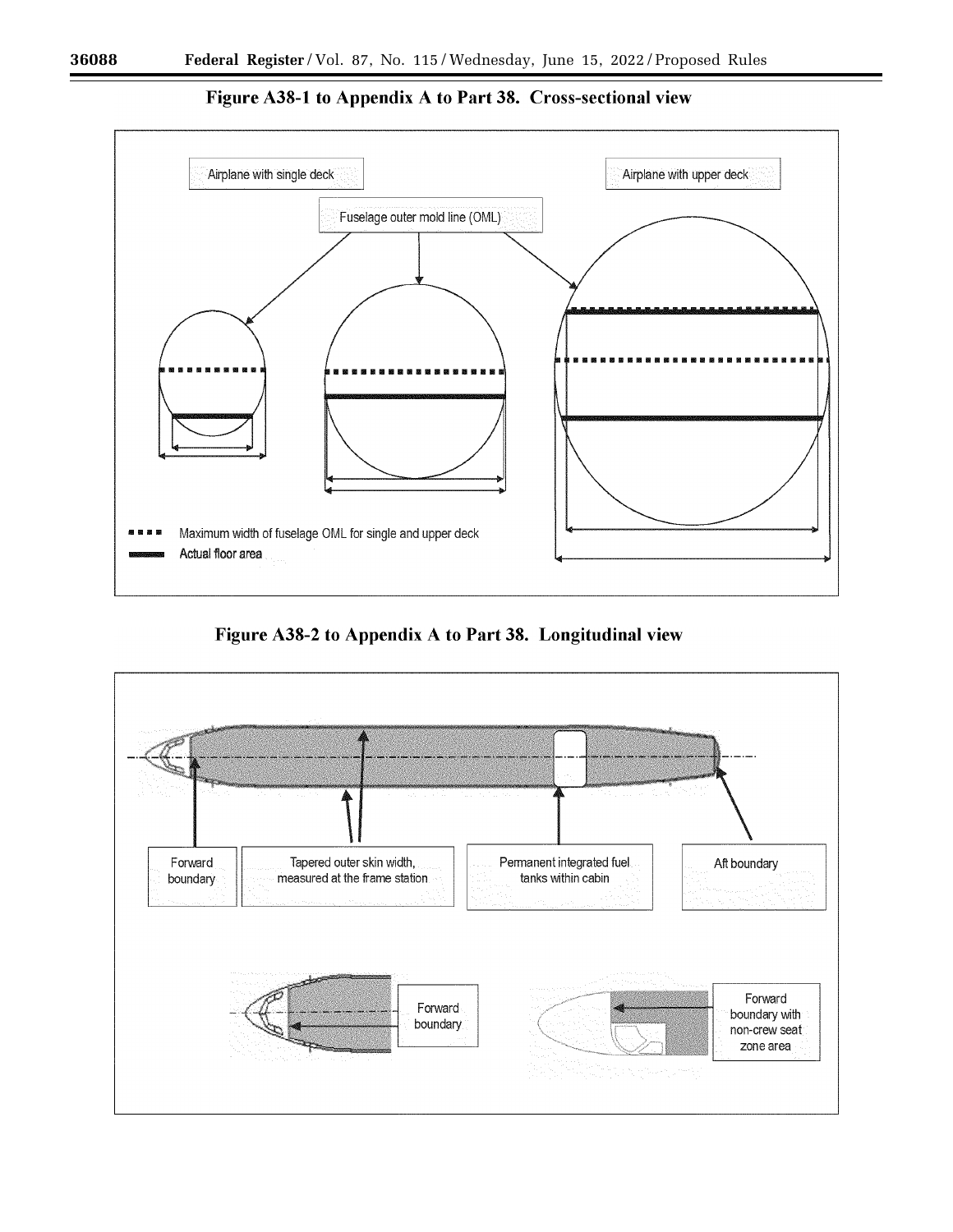**Figure A38-1 to Appendix A to Part 38. Cross-sectional view**

Airplane with single deck

Airplane with upper deck

Fuselage outer mold line (OML)

Maximum width of fuselage OML for single and upper deck

Actual floor area

**Figure A38-2 to Appendix A to Part 38. Longitudinal view**

Forward boundary

Tapered outer skin width, measured at the frame station

Permanent integrated fuel tanks within cabin

Aft boundary

Forward boundary

Forward boundary with non-crew seat zone area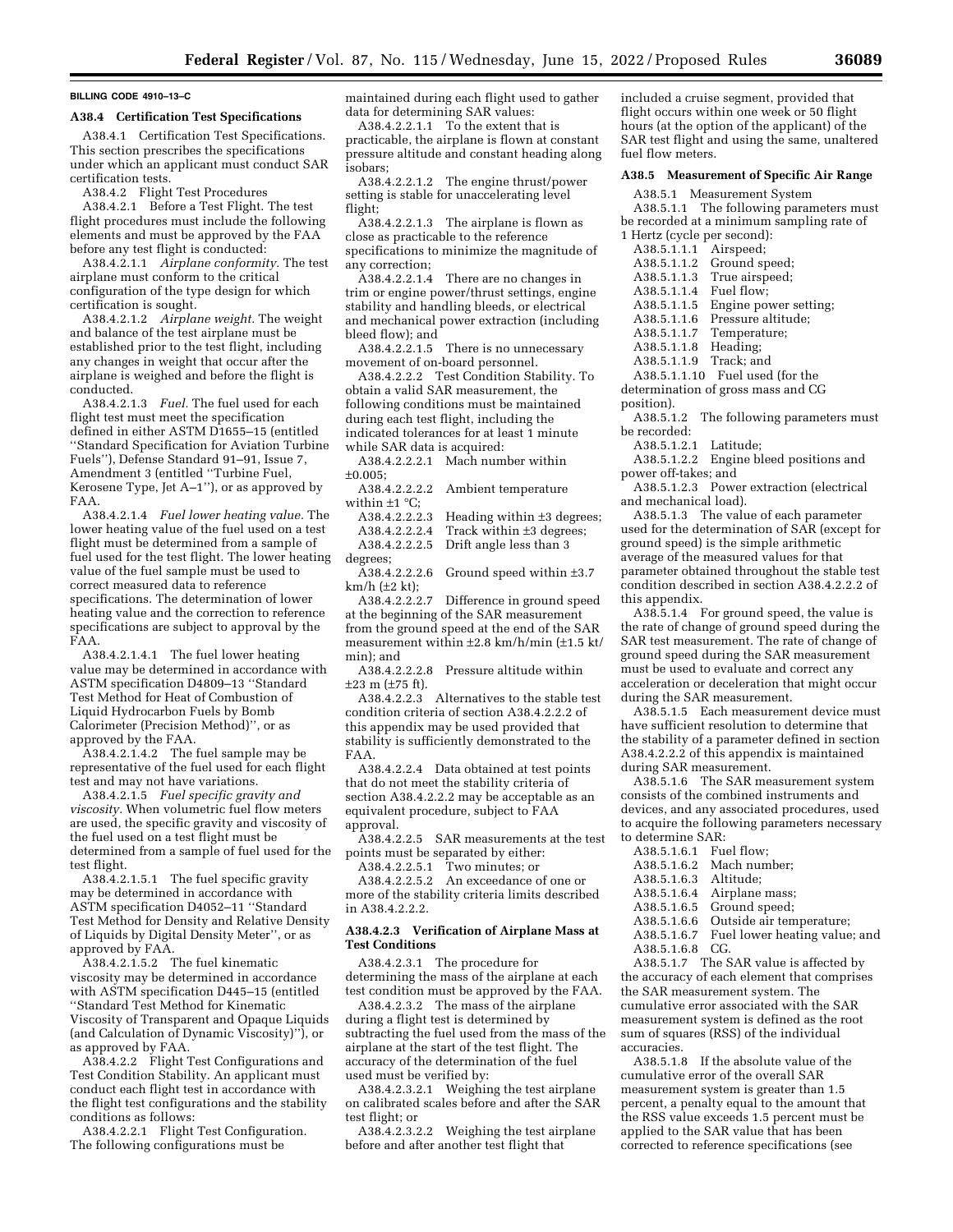BILLING CODE 4910–13–C

**A38.4 Certification Test Specifications**

A38.4.1 Certification Test Specifications. This section prescribes the specifications under which an applicant must conduct SAR certification tests.

A38.4.2 Flight Test Procedures

A38.4.2.1 Before a Test Flight. The test flight procedures must include the following elements and must be approved by the FAA before any test flight is conducted:

A38.4.2.1.1 *Airplane conformity.* The test airplane must conform to the critical configuration of the type design for which certification is sought.

A38.4.2.1.2 *Airplane weight.* The weight and balance of the test airplane must be established prior to the test flight, including any changes in weight that occur after the airplane is weighed and before the flight is conducted.

A38.4.2.1.3 *Fuel.* The fuel used for each flight test must meet the specification defined in either ASTM D1655–15 (entitled ''Standard Specification for Aviation Turbine Fuels''), Defense Standard 91–91, Issue 7, Amendment 3 (entitled ''Turbine Fuel, Kerosene Type, Jet A–1''), or as approved by FAA.

A38.4.2.1.4 *Fuel lower heating value.* The lower heating value of the fuel used on a test flight must be determined from a sample of fuel used for the test flight. The lower heating value of the fuel sample must be used to correct measured data to reference specifications. The determination of lower heating value and the correction to reference specifications are subject to approval by the FAA.

A38.4.2.1.4.1 The fuel lower heating value may be determined in accordance with ASTM specification D4809–13 ''Standard Test Method for Heat of Combustion of Liquid Hydrocarbon Fuels by Bomb Calorimeter (Precision Method)'', or as approved by the FAA.

A38.4.2.1.4.2 The fuel sample may be representative of the fuel used for each flight test and may not have variations.

A38.4.2.1.5 *Fuel specific gravity and viscosity.* When volumetric fuel flow meters are used, the specific gravity and viscosity of the fuel used on a test flight must be determined from a sample of fuel used for the test flight.

A38.4.2.1.5.1 The fuel specific gravity may be determined in accordance with ASTM specification D4052–11 ''Standard Test Method for Density and Relative Density of Liquids by Digital Density Meter'', or as approved by FAA.

A38.4.2.1.5.2 The fuel kinematic viscosity may be determined in accordance with ASTM specification D445–15 (entitled ''Standard Test Method for Kinematic Viscosity of Transparent and Opaque Liquids (and Calculation of Dynamic Viscosity)''), or as approved by FAA.

A38.4.2.2 Flight Test Configurations and Test Condition Stability. An applicant must conduct each flight test in accordance with the flight test configurations and the stability conditions as follows:

A38.4.2.2.1 Flight Test Configuration. The following configurations must be maintained during each flight used to gather data for determining SAR values:

A38.4.2.2.1.1 To the extent that is practicable, the airplane is flown at constant pressure altitude and constant heading along isobars;

A38.4.2.2.1.2 The engine thrust/power setting is stable for unaccelerating level flight;

A38.4.2.2.1.3 The airplane is flown as close as practicable to the reference specifications to minimize the magnitude of any correction;

A38.4.2.2.1.4 There are no changes in trim or engine power/thrust settings, engine stability and handling bleeds, or electrical and mechanical power extraction (including bleed flow); and

A38.4.2.2.1.5 There is no unnecessary movement of on-board personnel.

A38.4.2.2.2 Test Condition Stability. To obtain a valid SAR measurement, the following conditions must be maintained during each test flight, including the indicated tolerances for at least 1 minute while SAR data is acquired:

A38.4.2.2.2.1 Mach number within ±0.005;

A38.4.2.2.2.2 Ambient temperature within ±1 °C;

A38.4.2.2.2.3 Heading within ±3 degrees;

A38.4.2.2.2.4 Track within ±3 degrees;

A38.4.2.2.2.5 Drift angle less than 3 degrees;

A38.4.2.2.2.6 Ground speed within ±3.7 km/h (±2 kt);

A38.4.2.2.2.7 Difference in ground speed at the beginning of the SAR measurement from the ground speed at the end of the SAR measurement within ±2.8 km/h/min (±1.5 kt/min); and

A38.4.2.2.2.8 Pressure altitude within ±23 m (±75 ft).

A38.4.2.2.3 Alternatives to the stable test condition criteria of section A38.4.2.2.2 of this appendix may be used provided that stability is sufficiently demonstrated to the FAA.

A38.4.2.2.4 Data obtained at test points that do not meet the stability criteria of section A38.4.2.2.2 may be acceptable as an equivalent procedure, subject to FAA approval.

A38.4.2.2.5 SAR measurements at the test points must be separated by either:

A38.4.2.2.5.1 Two minutes; or

A38.4.2.2.5.2 An exceedance of one or more of the stability criteria limits described in A38.4.2.2.2.

**A38.4.2.3 Verification of Airplane Mass at Test Conditions**

A38.4.2.3.1 The procedure for determining the mass of the airplane at each test condition must be approved by the FAA.

A38.4.2.3.2 The mass of the airplane during a flight test is determined by subtracting the fuel used from the mass of the airplane at the start of the test flight. The accuracy of the determination of the fuel used must be verified by:

A38.4.2.3.2.1 Weighing the test airplane on calibrated scales before and after the SAR test flight; or

A38.4.2.3.2.2 Weighing the test airplane before and after another test flight that included a cruise segment, provided that flight occurs within one week or 50 flight hours (at the option of the applicant) of the SAR test flight and using the same, unaltered fuel flow meters.

**A38.5 Measurement of Specific Air Range**

A38.5.1 Measurement System

A38.5.1.1 The following parameters must be recorded at a minimum sampling rate of 1 Hertz (cycle per second):

A38.5.1.1.1 Airspeed;

A38.5.1.1.2 Ground speed;

A38.5.1.1.3 True airspeed;

A38.5.1.1.4 Fuel flow;

A38.5.1.1.5 Engine power setting;

A38.5.1.1.6 Pressure altitude;

A38.5.1.1.7 Temperature;

A38.5.1.1.8 Heading;

A38.5.1.1.9 Track; and

A38.5.1.1.10 Fuel used (for the determination of gross mass and CG position).

A38.5.1.2 The following parameters must be recorded:

A38.5.1.2.1 Latitude;

A38.5.1.2.2 Engine bleed positions and power off-takes; and

A38.5.1.2.3 Power extraction (electrical and mechanical load).

A38.5.1.3 The value of each parameter used for the determination of SAR (except for ground speed) is the simple arithmetic average of the measured values for that parameter obtained throughout the stable test condition described in section A38.4.2.2.2 of this appendix.

A38.5.1.4 For ground speed, the value is the rate of change of ground speed during the SAR test measurement. The rate of change of ground speed during the SAR measurement must be used to evaluate and correct any acceleration or deceleration that might occur during the SAR measurement.

A38.5.1.5 Each measurement device must have sufficient resolution to determine that the stability of a parameter defined in section A38.4.2.2.2 of this appendix is maintained during SAR measurement.

A38.5.1.6 The SAR measurement system consists of the combined instruments and devices, and any associated procedures, used to acquire the following parameters necessary to determine SAR:

A38.5.1.6.1 Fuel flow;

A38.5.1.6.2 Mach number;

A38.5.1.6.3 Altitude;

A38.5.1.6.4 Airplane mass;

A38.5.1.6.5 Ground speed;

A38.5.1.6.6 Outside air temperature;

A38.5.1.6.7 Fuel lower heating value; and

A38.5.1.6.8 CG.

A38.5.1.7 The SAR value is affected by the accuracy of each element that comprises the SAR measurement system. The cumulative error associated with the SAR measurement system is defined as the root sum of squares (RSS) of the individual accuracies.

A38.5.1.8 If the absolute value of the cumulative error of the overall SAR measurement system is greater than 1.5 percent, a penalty equal to the amount that the RSS value exceeds 1.5 percent must be applied to the SAR value that has been corrected to reference specifications (see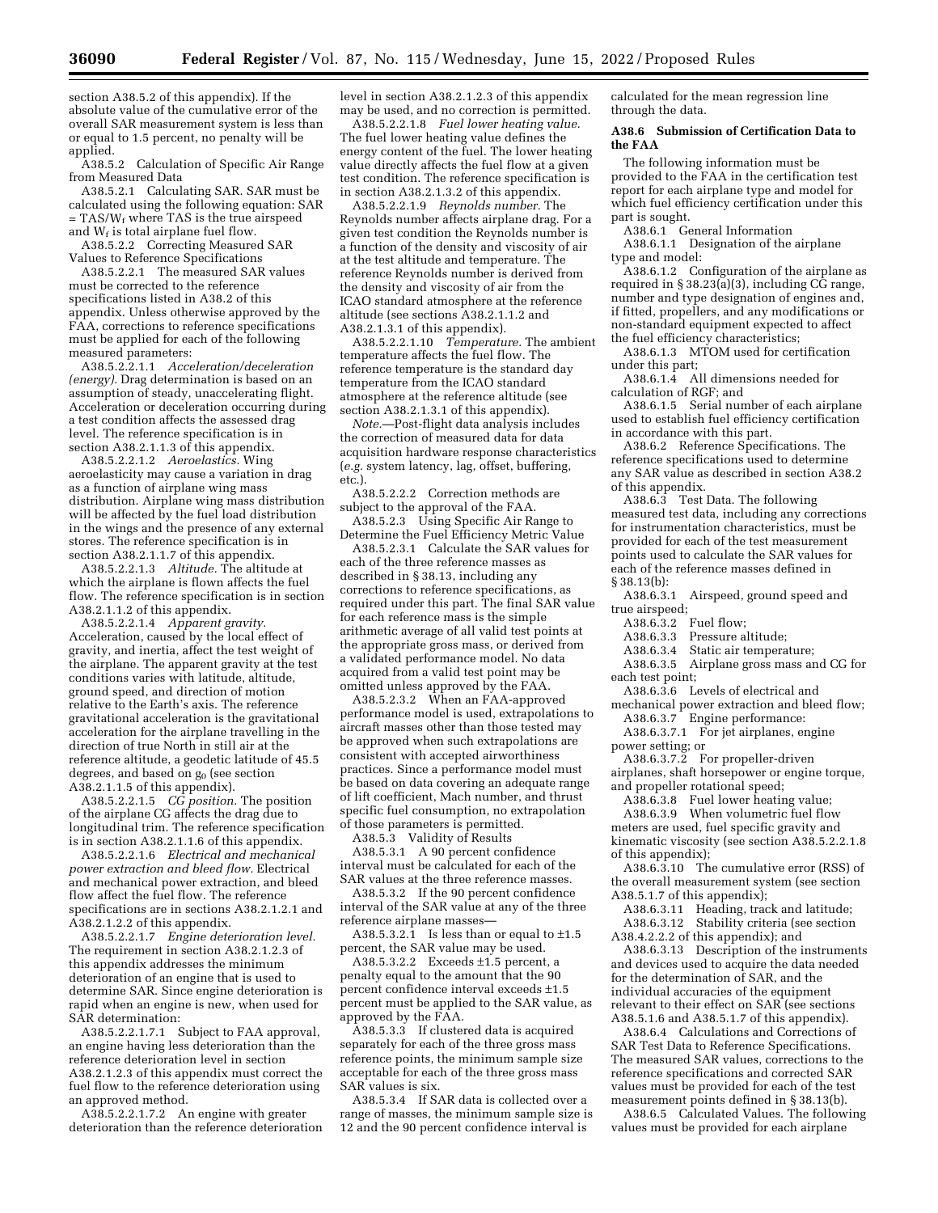section A38.5.2 of this appendix). If the absolute value of the cumulative error of the overall SAR measurement system is less than or equal to 1.5 percent, no penalty will be applied.

A38.5.2 Calculation of Specific Air Range from Measured Data

A38.5.2.1 Calculating SAR. SAR must be calculated using the following equation: SAR = TAS/$W_f$ where TAS is the true airspeed and $W_f$ is total airplane fuel flow.

A38.5.2.2 Correcting Measured SAR Values to Reference Specifications

A38.5.2.2.1 The measured SAR values must be corrected to the reference specifications listed in A38.2 of this appendix. Unless otherwise approved by the FAA, corrections to reference specifications must be applied for each of the following measured parameters:

A38.5.2.2.1.1 *Acceleration/deceleration (energy).* Drag determination is based on an assumption of steady, unaccelerating flight. Acceleration or deceleration occurring during a test condition affects the assessed drag level. The reference specification is in section A38.2.1.1.3 of this appendix.

A38.5.2.2.1.2 *Aeroelastics.* Wing aeroelasticity may cause a variation in drag as a function of airplane wing mass distribution. Airplane wing mass distribution will be affected by the fuel load distribution in the wings and the presence of any external stores. The reference specification is in section A38.2.1.1.7 of this appendix.

A38.5.2.2.1.3 *Altitude.* The altitude at which the airplane is flown affects the fuel flow. The reference specification is in section A38.2.1.1.2 of this appendix.

A38.5.2.2.1.4 *Apparent gravity.* Acceleration, caused by the local effect of gravity, and inertia, affect the test weight of the airplane. The apparent gravity at the test conditions varies with latitude, altitude, ground speed, and direction of motion relative to the Earth's axis. The reference gravitational acceleration is the gravitational acceleration for the airplane travelling in the direction of true North in still air at the reference altitude, a geodetic latitude of 45.5 degrees, and based on $g_0$ (see section A38.2.1.1.5 of this appendix).

A38.5.2.2.1.5 *CG position.* The position of the airplane CG affects the drag due to longitudinal trim. The reference specification is in section A38.2.1.1.6 of this appendix.

A38.5.2.2.1.6 *Electrical and mechanical power extraction and bleed flow.* Electrical and mechanical power extraction, and bleed flow affect the fuel flow. The reference specifications are in sections A38.2.1.2.1 and A38.2.1.2.2 of this appendix.

A38.5.2.2.1.7 *Engine deterioration level.* The requirement in section A38.2.1.2.3 of this appendix addresses the minimum deterioration of an engine that is used to determine SAR. Since engine deterioration is rapid when an engine is new, when used for SAR determination:

A38.5.2.2.1.7.1 Subject to FAA approval, an engine having less deterioration than the reference deterioration level in section A38.2.1.2.3 of this appendix must correct the fuel flow to the reference deterioration using an approved method.

A38.5.2.2.1.7.2 An engine with greater deterioration than the reference deterioration level in section A38.2.1.2.3 of this appendix may be used, and no correction is permitted.

A38.5.2.2.1.8 *Fuel lower heating value.* The fuel lower heating value defines the energy content of the fuel. The lower heating value directly affects the fuel flow at a given test condition. The reference specification is in section A38.2.1.3.2 of this appendix.

A38.5.2.2.1.9 *Reynolds number.* The Reynolds number affects airplane drag. For a given test condition the Reynolds number is a function of the density and viscosity of air at the test altitude and temperature. The reference Reynolds number is derived from the density and viscosity of air from the ICAO standard atmosphere at the reference altitude (see sections A38.2.1.1.2 and A38.2.1.3.1 of this appendix).

A38.5.2.2.1.10 *Temperature.* The ambient temperature affects the fuel flow. The reference temperature is the standard day temperature from the ICAO standard atmosphere at the reference altitude (see section A38.2.1.3.1 of this appendix).

*Note.*—Post-flight data analysis includes the correction of measured data for data acquisition hardware response characteristics (*e.g.* system latency, lag, offset, buffering, etc.).

A38.5.2.2.2 Correction methods are subject to the approval of the FAA.

A38.5.2.3 Using Specific Air Range to Determine the Fuel Efficiency Metric Value

A38.5.2.3.1 Calculate the SAR values for each of the three reference masses as described in § 38.13, including any corrections to reference specifications, as required under this part. The final SAR value for each reference mass is the simple arithmetic average of all valid test points at the appropriate gross mass, or derived from a validated performance model. No data acquired from a valid test point may be omitted unless approved by the FAA.

A38.5.2.3.2 When an FAA-approved performance model is used, extrapolations to aircraft masses other than those tested may be approved when such extrapolations are consistent with accepted airworthiness practices. Since a performance model must be based on data covering an adequate range of lift coefficient, Mach number, and thrust specific fuel consumption, no extrapolation of those parameters is permitted.

A38.5.3 Validity of Results

A38.5.3.1 A 90 percent confidence interval must be calculated for each of the SAR values at the three reference masses.

A38.5.3.2 If the 90 percent confidence interval of the SAR value at any of the three reference airplane masses—

A38.5.3.2.1 Is less than or equal to ±1.5 percent, the SAR value may be used.

A38.5.3.2.2 Exceeds ±1.5 percent, a penalty equal to the amount that the 90 percent confidence interval exceeds ±1.5 percent must be applied to the SAR value, as approved by the FAA.

A38.5.3.3 If clustered data is acquired separately for each of the three gross mass reference points, the minimum sample size acceptable for each of the three gross mass SAR values is six.

A38.5.3.4 If SAR data is collected over a range of masses, the minimum sample size is 12 and the 90 percent confidence interval is calculated for the mean regression line through the data.

**A38.6 Submission of Certification Data to the FAA**

The following information must be provided to the FAA in the certification test report for each airplane type and model for which fuel efficiency certification under this part is sought.

A38.6.1 General Information

A38.6.1.1 Designation of the airplane type and model:

A38.6.1.2 Configuration of the airplane as required in § 38.23(a)(3), including CG range, number and type designation of engines and, if fitted, propellers, and any modifications or non-standard equipment expected to affect the fuel efficiency characteristics;

A38.6.1.3 MTOM used for certification under this part;

A38.6.1.4 All dimensions needed for calculation of RGF; and

A38.6.1.5 Serial number of each airplane used to establish fuel efficiency certification in accordance with this part.

A38.6.2 Reference Specifications. The reference specifications used to determine any SAR value as described in section A38.2 of this appendix.

A38.6.3 Test Data. The following measured test data, including any corrections for instrumentation characteristics, must be provided for each of the test measurement points used to calculate the SAR values for each of the reference masses defined in § 38.13(b):

A38.6.3.1 Airspeed, ground speed and true airspeed;

A38.6.3.2 Fuel flow;

A38.6.3.3 Pressure altitude;

A38.6.3.4 Static air temperature;

A38.6.3.5 Airplane gross mass and CG for each test point;

A38.6.3.6 Levels of electrical and mechanical power extraction and bleed flow;

A38.6.3.7 Engine performance:

A38.6.3.7.1 For jet airplanes, engine power setting; or

A38.6.3.7.2 For propeller-driven airplanes, shaft horsepower or engine torque, and propeller rotational speed;

A38.6.3.8 Fuel lower heating value;

A38.6.3.9 When volumetric fuel flow meters are used, fuel specific gravity and kinematic viscosity (see section A38.5.2.2.1.8 of this appendix);

A38.6.3.10 The cumulative error (RSS) of the overall measurement system (see section A38.5.1.7 of this appendix);

A38.6.3.11 Heading, track and latitude;

A38.6.3.12 Stability criteria (see section A38.4.2.2.2 of this appendix); and

A38.6.3.13 Description of the instruments and devices used to acquire the data needed for the determination of SAR, and the individual accuracies of the equipment relevant to their effect on SAR (see sections A38.5.1.6 and A38.5.1.7 of this appendix).

A38.6.4 Calculations and Corrections of SAR Test Data to Reference Specifications. The measured SAR values, corrections to the reference specifications and corrected SAR values must be provided for each of the test measurement points defined in § 38.13(b).

A38.6.5 Calculated Values. The following values must be provided for each airplane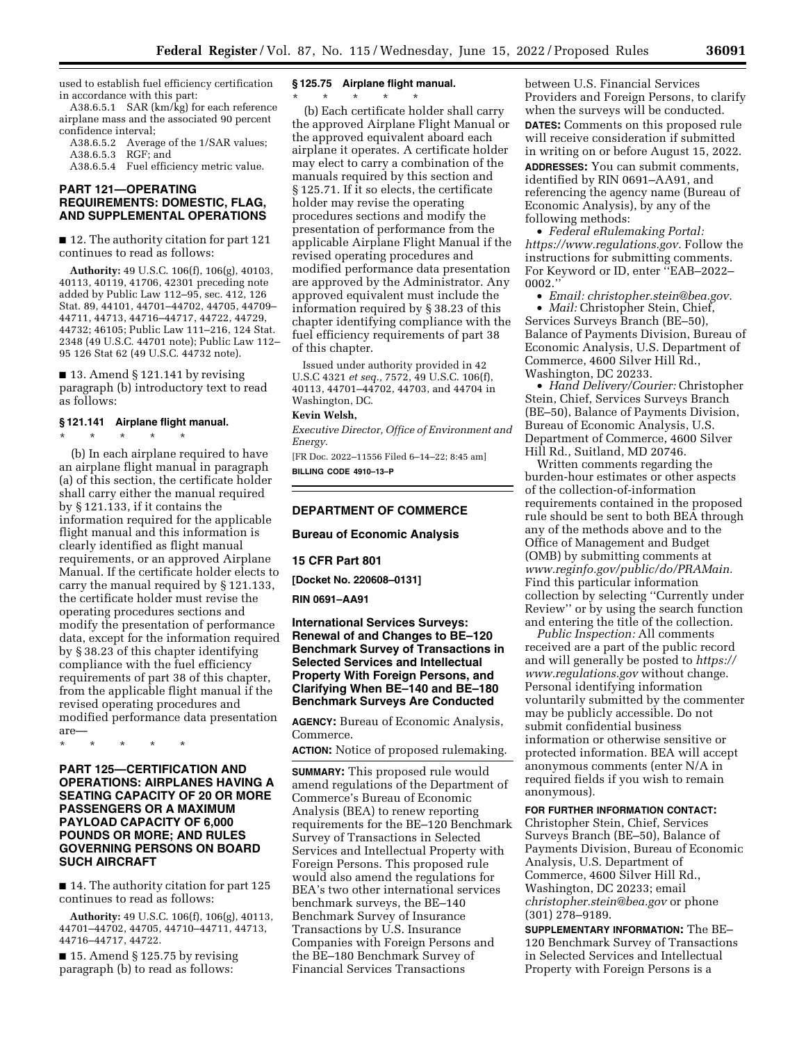used to establish fuel efficiency certification in accordance with this part:

A38.6.5.1 SAR (km/kg) for each reference airplane mass and the associated 90 percent confidence interval;

A38.6.5.2 Average of the 1/SAR values;

A38.6.5.3 RGF; and

A38.6.5.4 Fuel efficiency metric value.

## PART 121—OPERATING REQUIREMENTS: DOMESTIC, FLAG, AND SUPPLEMENTAL OPERATIONS

■ 12. The authority citation for part 121 continues to read as follows:

**Authority:** 49 U.S.C. 106(f), 106(g), 40103, 40113, 40119, 41706, 42301 preceding note added by Public Law 112–95, sec. 412, 126 Stat. 89, 44101, 44701–44702, 44705, 44709–44711, 44713, 44716–44717, 44722, 44729, 44732; 46105; Public Law 111–216, 124 Stat. 2348 (49 U.S.C. 44701 note); Public Law 112–95 126 Stat 62 (49 U.S.C. 44732 note).

■ 13. Amend § 121.141 by revising paragraph (b) introductory text to read as follows:

### § 121.141 Airplane flight manual.

\* \* \* \* \*

(b) In each airplane required to have an airplane flight manual in paragraph (a) of this section, the certificate holder shall carry either the manual required by § 121.133, if it contains the information required for the applicable flight manual and this information is clearly identified as flight manual requirements, or an approved Airplane Manual. If the certificate holder elects to carry the manual required by § 121.133, the certificate holder must revise the operating procedures sections and modify the presentation of performance data, except for the information required by § 38.23 of this chapter identifying compliance with the fuel efficiency requirements of part 38 of this chapter, from the applicable flight manual if the revised operating procedures and modified performance data presentation are—

\* \* \* \* \*

## PART 125—CERTIFICATION AND OPERATIONS: AIRPLANES HAVING A SEATING CAPACITY OF 20 OR MORE PASSENGERS OR A MAXIMUM PAYLOAD CAPACITY OF 6,000 POUNDS OR MORE; AND RULES GOVERNING PERSONS ON BOARD SUCH AIRCRAFT

■ 14. The authority citation for part 125 continues to read as follows:

**Authority:** 49 U.S.C. 106(f), 106(g), 40113, 44701–44702, 44705, 44710–44711, 44713, 44716–44717, 44722.

■ 15. Amend § 125.75 by revising paragraph (b) to read as follows:

### § 125.75 Airplane flight manual.

\* \* \* \* \*

(b) Each certificate holder shall carry the approved Airplane Flight Manual or the approved equivalent aboard each airplane it operates. A certificate holder may elect to carry a combination of the manuals required by this section and § 125.71. If it so elects, the certificate holder may revise the operating procedures sections and modify the presentation of performance from the applicable Airplane Flight Manual if the revised operating procedures and modified performance data presentation are approved by the Administrator. Any approved equivalent must include the information required by § 38.23 of this chapter identifying compliance with the fuel efficiency requirements of part 38 of this chapter.

Issued under authority provided in 42 U.S.C 4321 *et seq.,* 7572, 49 U.S.C. 106(f), 40113, 44701–44702, 44703, and 44704 in Washington, DC.

**Kevin Welsh,**

*Executive Director, Office of Environment and Energy.*

[FR Doc. 2022–11556 Filed 6–14–22; 8:45 am]

**BILLING CODE 4910–13–P**

## DEPARTMENT OF COMMERCE

### Bureau of Economic Analysis

### 15 CFR Part 801

**[Docket No. 220608–0131]**

**RIN 0691–AA91**

## International Services Surveys: Renewal of and Changes to BE–120 Benchmark Survey of Transactions in Selected Services and Intellectual Property With Foreign Persons, and Clarifying When BE–140 and BE–180 Benchmark Surveys Are Conducted

**AGENCY:** Bureau of Economic Analysis, Commerce.

**ACTION:** Notice of proposed rulemaking.

**SUMMARY:** This proposed rule would amend regulations of the Department of Commerce's Bureau of Economic Analysis (BEA) to renew reporting requirements for the BE–120 Benchmark Survey of Transactions in Selected Services and Intellectual Property with Foreign Persons. This proposed rule would also amend the regulations for BEA's two other international services benchmark surveys, the BE–140 Benchmark Survey of Insurance Transactions by U.S. Insurance Companies with Foreign Persons and the BE–180 Benchmark Survey of Financial Services Transactions between U.S. Financial Services Providers and Foreign Persons, to clarify when the surveys will be conducted.

**DATES:** Comments on this proposed rule will receive consideration if submitted in writing on or before August 15, 2022.

**ADDRESSES:** You can submit comments, identified by RIN 0691–AA91, and referencing the agency name (Bureau of Economic Analysis), by any of the following methods:

- *Federal eRulemaking Portal: https://www.regulations.gov.* Follow the instructions for submitting comments. For Keyword or ID, enter "EAB–2022–0002."
- *Email: christopher.stein@bea.gov.*
- *Mail:* Christopher Stein, Chief, Services Surveys Branch (BE–50), Balance of Payments Division, Bureau of Economic Analysis, U.S. Department of Commerce, 4600 Silver Hill Rd., Washington, DC 20233.
- *Hand Delivery/Courier:* Christopher Stein, Chief, Services Surveys Branch (BE–50), Balance of Payments Division, Bureau of Economic Analysis, U.S. Department of Commerce, 4600 Silver Hill Rd., Suitland, MD 20746.

Written comments regarding the burden-hour estimates or other aspects of the collection-of-information requirements contained in the proposed rule should be sent to both BEA through any of the methods above and to the Office of Management and Budget (OMB) by submitting comments at *www.reginfo.gov/public/do/PRAMain.* Find this particular information collection by selecting "Currently under Review" or by using the search function and entering the title of the collection.

*Public Inspection:* All comments received are a part of the public record and will generally be posted to *https://www.regulations.gov* without change. Personal identifying information voluntarily submitted by the commenter may be publicly accessible. Do not submit confidential business information or otherwise sensitive or protected information. BEA will accept anonymous comments (enter N/A in required fields if you wish to remain anonymous).

**FOR FURTHER INFORMATION CONTACT:** Christopher Stein, Chief, Services Surveys Branch (BE–50), Balance of Payments Division, Bureau of Economic Analysis, U.S. Department of Commerce, 4600 Silver Hill Rd., Washington, DC 20233; email *christopher.stein@bea.gov* or phone (301) 278–9189.

**SUPPLEMENTARY INFORMATION:** The BE–120 Benchmark Survey of Transactions in Selected Services and Intellectual Property with Foreign Persons is a